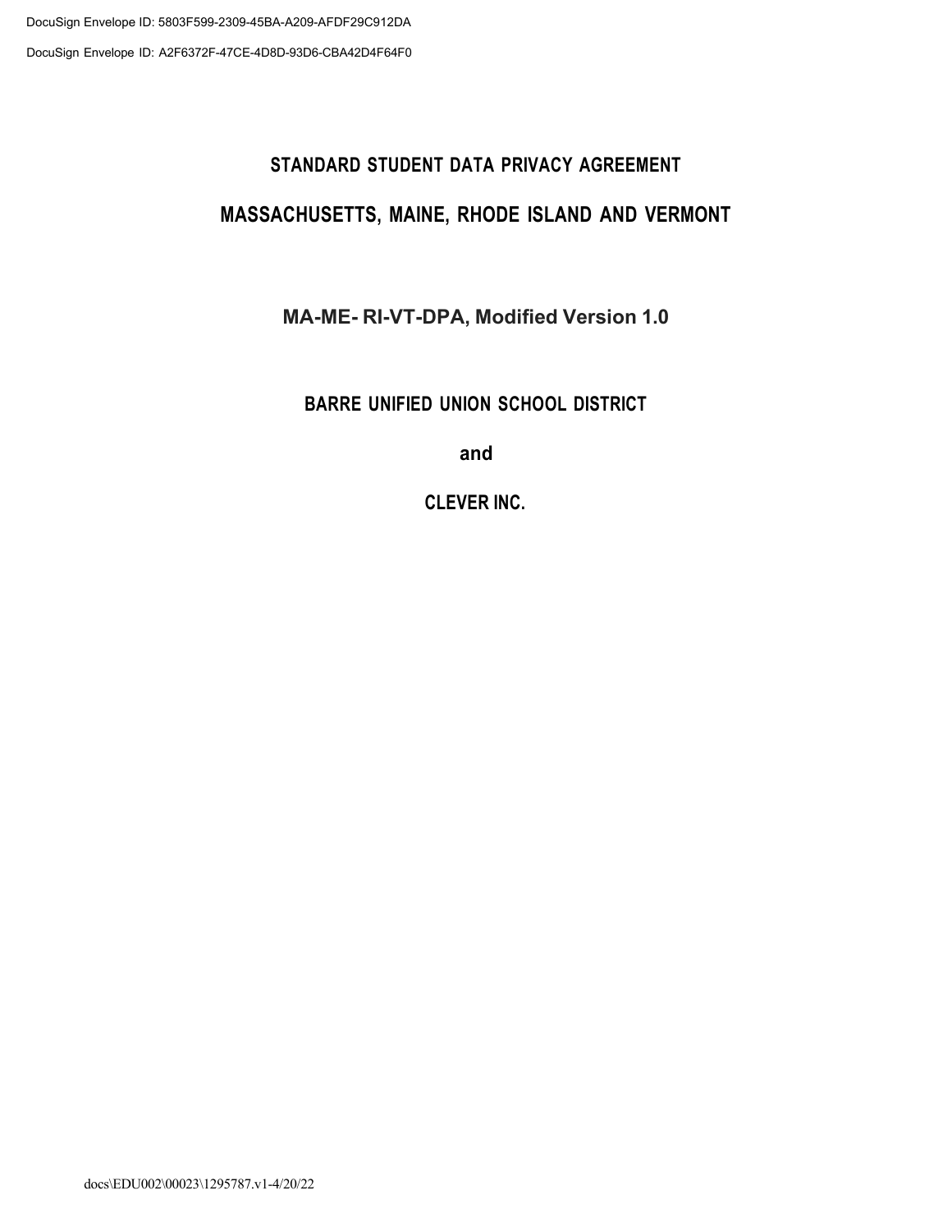# STANDARD STUDENT DATA PRIVACY AGREEMENT

# MASSACHUSETTS, MAINE, RHODE ISLAND AND VERMONT

## MA-ME- RI-VT-DPA, Modified Version 1.0

## BARRE UNIFIED UNION SCHOOL DISTRICT

**and**

## CLEVER INC.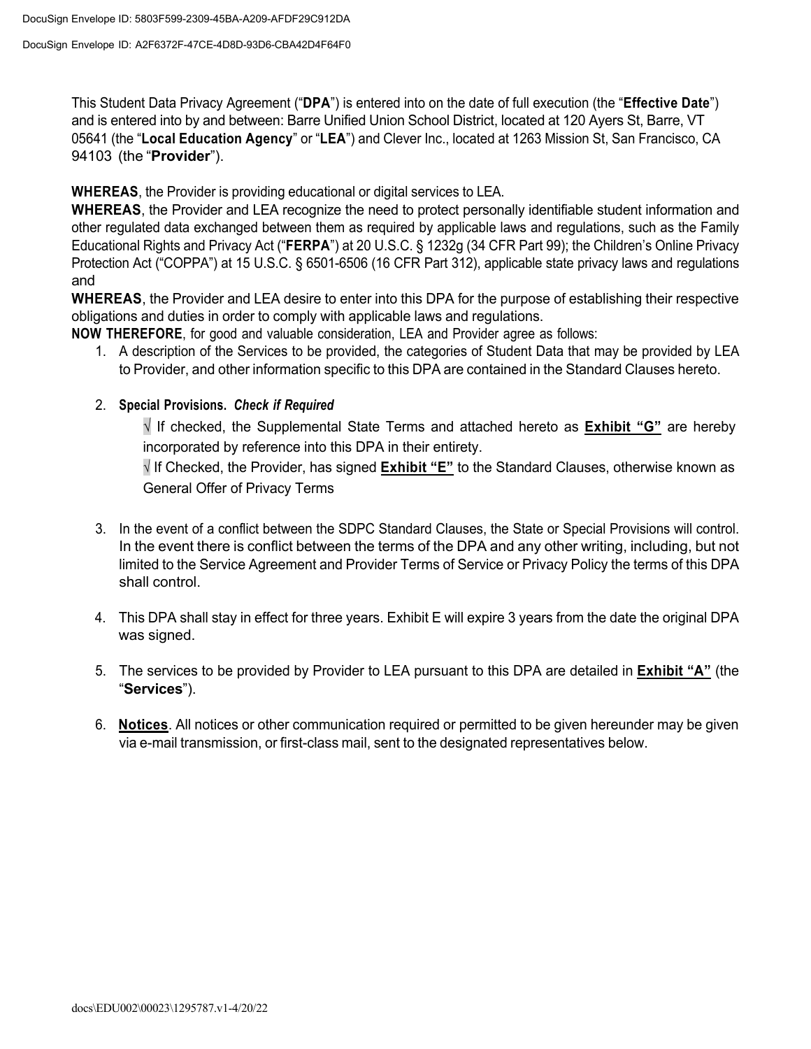This Student Data Privacy Agreement ("**DPA**") is entered into on the date of full execution (the "**Effective Date**") and is entered into by and between: Barre Unified Union School District, located at 120 Ayers St, Barre, VT 05641 (the "**Local Education Agency**" or "**LEA**") and Clever Inc., located at 1263 Mission St, San Francisco, CA 94103 (the "**Provider**").

**WHEREAS**, the Provider is providing educational or digital services to LEA.

**WHEREAS**, the Provider and LEA recognize the need to protect personally identifiable student information and other regulated data exchanged between them as required by applicable laws and regulations, such as the Family Educational Rights and Privacy Act ("**FERPA**") at 20 U.S.C. § 1232g (34 CFR Part 99); the Children's Online Privacy Protection Act ("COPPA") at 15 U.S.C. § 6501-6506 (16 CFR Part 312), applicable state privacy laws and regulations and

**WHEREAS**, the Provider and LEA desire to enter into this DPA for the purpose of establishing their respective obligations and duties in order to comply with applicable laws and regulations.

**NOW THEREFORE**, for good and valuable consideration, LEA and Provider agree as follows:

1. A description of the Services to be provided, the categories of Student Data that may be provided by LEA to Provider, and other information specific to this DPA are contained in the Standard Clauses hereto.

2. **Special Provisions.** ***Check if Required***

   √ If checked, the Supplemental State Terms and attached hereto as **Exhibit "G"** are hereby incorporated by reference into this DPA in their entirety.

   √ If Checked, the Provider, has signed **Exhibit "E"** to the Standard Clauses, otherwise known as General Offer of Privacy Terms

3. In the event of a conflict between the SDPC Standard Clauses, the State or Special Provisions will control. In the event there is conflict between the terms of the DPA and any other writing, including, but not limited to the Service Agreement and Provider Terms of Service or Privacy Policy the terms of this DPA shall control.

4. This DPA shall stay in effect for three years. Exhibit E will expire 3 years from the date the original DPA was signed.

5. The services to be provided by Provider to LEA pursuant to this DPA are detailed in **Exhibit "A"** (the "**Services**").

6. **Notices**. All notices or other communication required or permitted to be given hereunder may be given via e-mail transmission, or first-class mail, sent to the designated representatives below.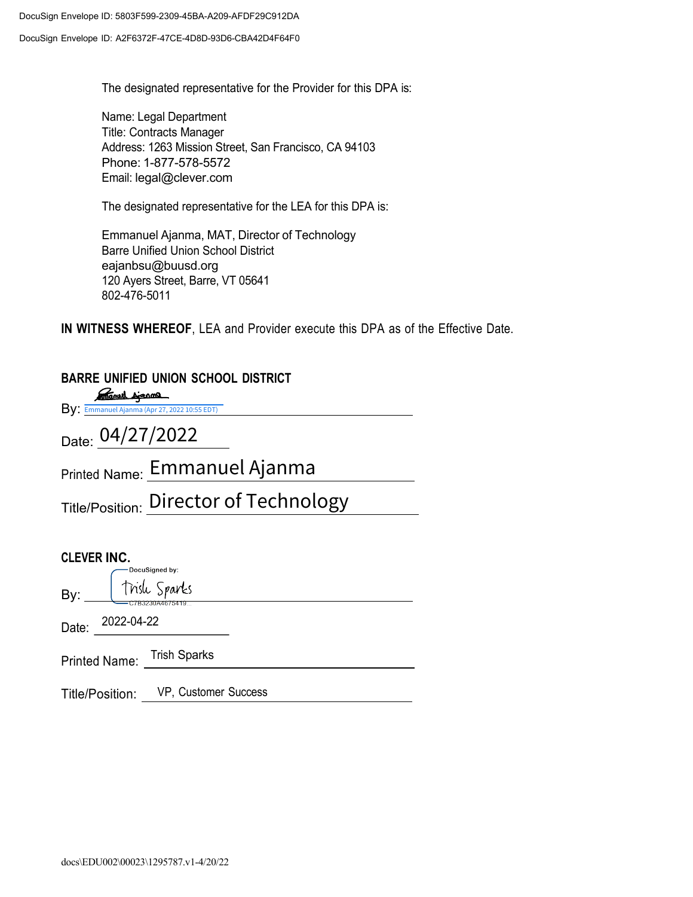The designated representative for the Provider for this DPA is:

Name: Legal Department
Title: Contracts Manager
Address: 1263 Mission Street, San Francisco, CA 94103
Phone: 1-877-578-5572
Email: legal@clever.com

The designated representative for the LEA for this DPA is:

Emmanuel Ajanma, MAT, Director of Technology
Barre Unified Union School District
eajanbsu@buusd.org
120 Ayers Street, Barre, VT 05641
802-476-5011

**IN WITNESS WHEREOF**, LEA and Provider execute this DPA as of the Effective Date.

**BARRE UNIFIED UNION SCHOOL DISTRICT**

By: Emmanuel Ajanma (Apr 27, 2022 10:55 EDT)

Date: 04/27/2022

Printed Name: Emmanuel Ajanma

Title/Position: Director of Technology

**CLEVER INC.**

By: DocuSigned by: Trish Sparks C7B3230A4675419...

Date: 2022-04-22

Printed Name: Trish Sparks

Title/Position: VP, Customer Success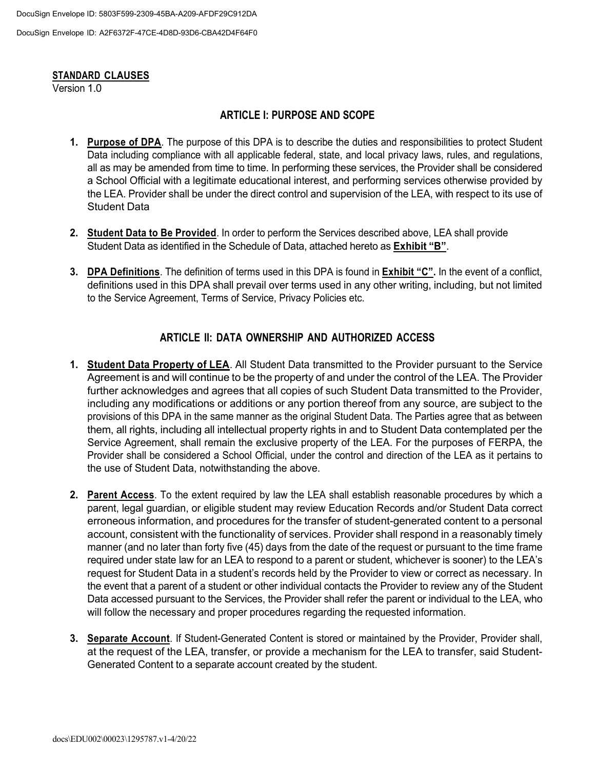**STANDARD CLAUSES**
Version 1.0

## ARTICLE I: PURPOSE AND SCOPE

1. **Purpose of DPA**. The purpose of this DPA is to describe the duties and responsibilities to protect Student Data including compliance with all applicable federal, state, and local privacy laws, rules, and regulations, all as may be amended from time to time. In performing these services, the Provider shall be considered a School Official with a legitimate educational interest, and performing services otherwise provided by the LEA. Provider shall be under the direct control and supervision of the LEA, with respect to its use of Student Data

2. **Student Data to Be Provided**. In order to perform the Services described above, LEA shall provide Student Data as identified in the Schedule of Data, attached hereto as **Exhibit "B"**.

3. **DPA Definitions**. The definition of terms used in this DPA is found in **Exhibit "C".** In the event of a conflict, definitions used in this DPA shall prevail over terms used in any other writing, including, but not limited to the Service Agreement, Terms of Service, Privacy Policies etc.

## ARTICLE II: DATA OWNERSHIP AND AUTHORIZED ACCESS

1. **Student Data Property of LEA**. All Student Data transmitted to the Provider pursuant to the Service Agreement is and will continue to be the property of and under the control of the LEA. The Provider further acknowledges and agrees that all copies of such Student Data transmitted to the Provider, including any modifications or additions or any portion thereof from any source, are subject to the provisions of this DPA in the same manner as the original Student Data. The Parties agree that as between them, all rights, including all intellectual property rights in and to Student Data contemplated per the Service Agreement, shall remain the exclusive property of the LEA. For the purposes of FERPA, the Provider shall be considered a School Official, under the control and direction of the LEA as it pertains to the use of Student Data, notwithstanding the above.

2. **Parent Access**. To the extent required by law the LEA shall establish reasonable procedures by which a parent, legal guardian, or eligible student may review Education Records and/or Student Data correct erroneous information, and procedures for the transfer of student-generated content to a personal account, consistent with the functionality of services. Provider shall respond in a reasonably timely manner (and no later than forty five (45) days from the date of the request or pursuant to the time frame required under state law for an LEA to respond to a parent or student, whichever is sooner) to the LEA's request for Student Data in a student's records held by the Provider to view or correct as necessary. In the event that a parent of a student or other individual contacts the Provider to review any of the Student Data accessed pursuant to the Services, the Provider shall refer the parent or individual to the LEA, who will follow the necessary and proper procedures regarding the requested information.

3. **Separate Account**. If Student-Generated Content is stored or maintained by the Provider, Provider shall, at the request of the LEA, transfer, or provide a mechanism for the LEA to transfer, said Student-Generated Content to a separate account created by the student.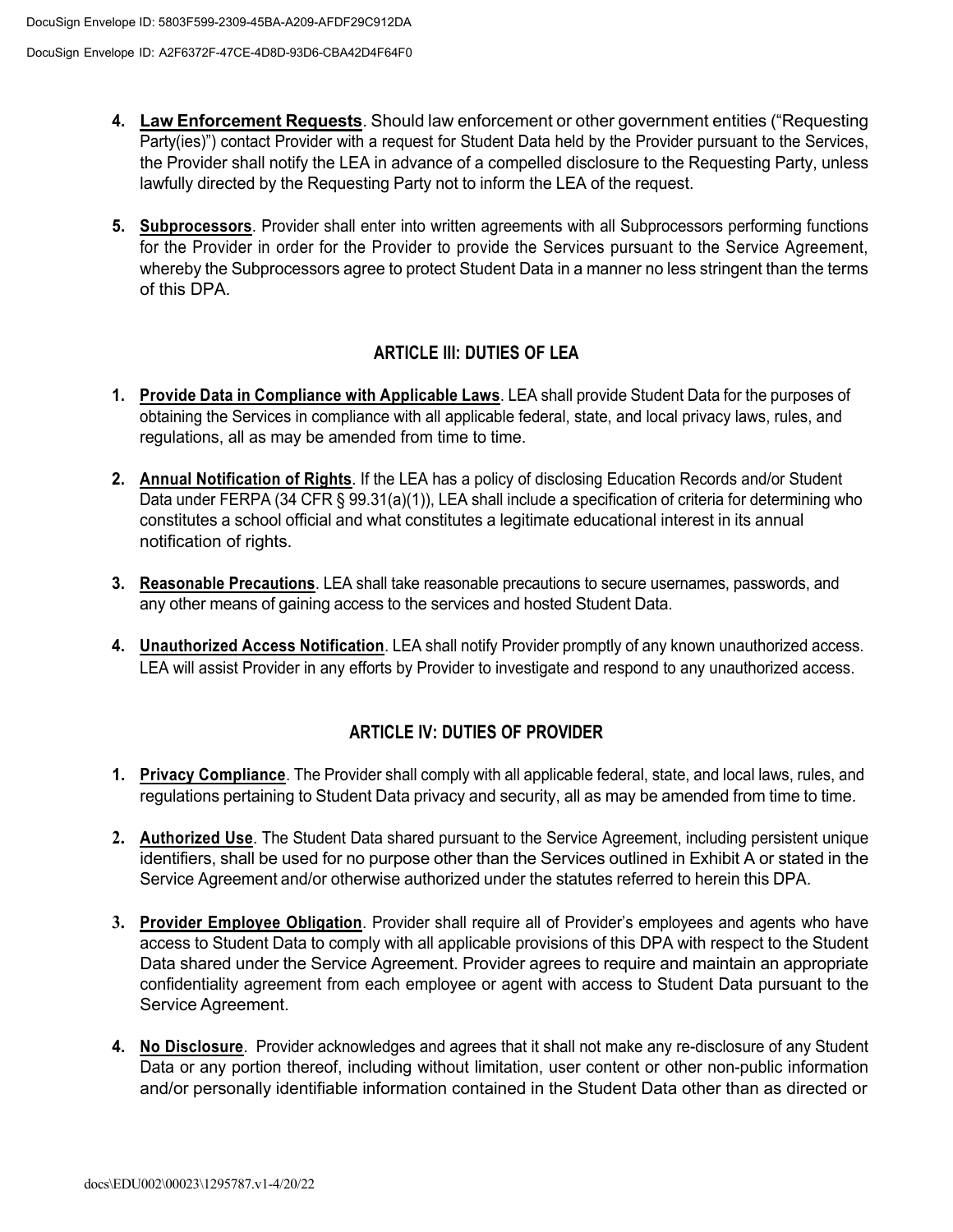4. **Law Enforcement Requests**. Should law enforcement or other government entities ("Requesting Party(ies)") contact Provider with a request for Student Data held by the Provider pursuant to the Services, the Provider shall notify the LEA in advance of a compelled disclosure to the Requesting Party, unless lawfully directed by the Requesting Party not to inform the LEA of the request.

5. **Subprocessors**. Provider shall enter into written agreements with all Subprocessors performing functions for the Provider in order for the Provider to provide the Services pursuant to the Service Agreement, whereby the Subprocessors agree to protect Student Data in a manner no less stringent than the terms of this DPA.

## ARTICLE III: DUTIES OF LEA

1. **Provide Data in Compliance with Applicable Laws**. LEA shall provide Student Data for the purposes of obtaining the Services in compliance with all applicable federal, state, and local privacy laws, rules, and regulations, all as may be amended from time to time.

2. **Annual Notification of Rights**. If the LEA has a policy of disclosing Education Records and/or Student Data under FERPA (34 CFR § 99.31(a)(1)), LEA shall include a specification of criteria for determining who constitutes a school official and what constitutes a legitimate educational interest in its annual notification of rights.

3. **Reasonable Precautions**. LEA shall take reasonable precautions to secure usernames, passwords, and any other means of gaining access to the services and hosted Student Data.

4. **Unauthorized Access Notification**. LEA shall notify Provider promptly of any known unauthorized access. LEA will assist Provider in any efforts by Provider to investigate and respond to any unauthorized access.

## ARTICLE IV: DUTIES OF PROVIDER

1. **Privacy Compliance**. The Provider shall comply with all applicable federal, state, and local laws, rules, and regulations pertaining to Student Data privacy and security, all as may be amended from time to time.

2. **Authorized Use**. The Student Data shared pursuant to the Service Agreement, including persistent unique identifiers, shall be used for no purpose other than the Services outlined in Exhibit A or stated in the Service Agreement and/or otherwise authorized under the statutes referred to herein this DPA.

3. **Provider Employee Obligation**. Provider shall require all of Provider's employees and agents who have access to Student Data to comply with all applicable provisions of this DPA with respect to the Student Data shared under the Service Agreement. Provider agrees to require and maintain an appropriate confidentiality agreement from each employee or agent with access to Student Data pursuant to the Service Agreement.

4. **No Disclosure**. Provider acknowledges and agrees that it shall not make any re-disclosure of any Student Data or any portion thereof, including without limitation, user content or other non-public information and/or personally identifiable information contained in the Student Data other than as directed or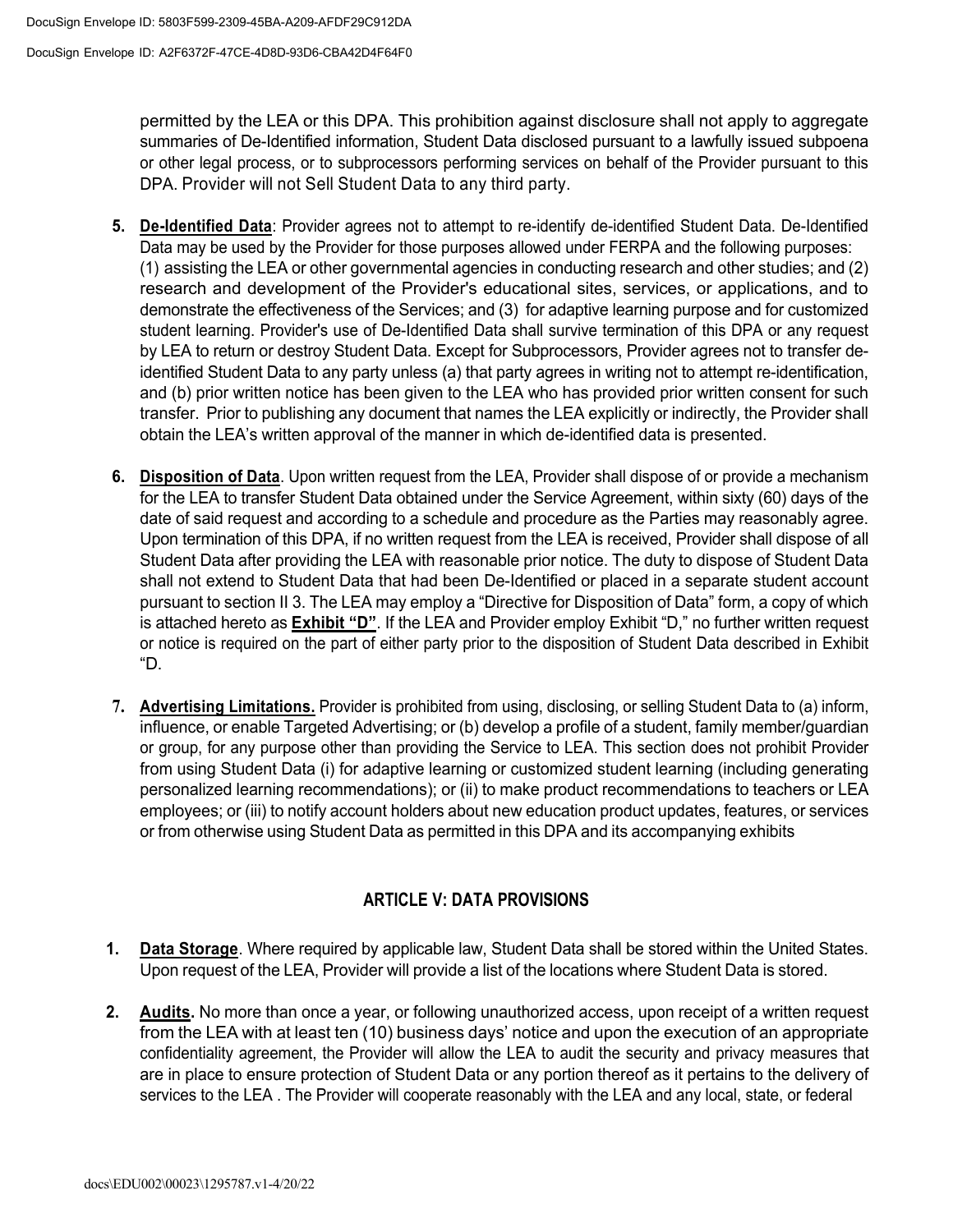permitted by the LEA or this DPA. This prohibition against disclosure shall not apply to aggregate summaries of De-Identified information, Student Data disclosed pursuant to a lawfully issued subpoena or other legal process, or to subprocessors performing services on behalf of the Provider pursuant to this DPA. Provider will not Sell Student Data to any third party.

5. **De-Identified Data**: Provider agrees not to attempt to re-identify de-identified Student Data. De-Identified Data may be used by the Provider for those purposes allowed under FERPA and the following purposes: (1) assisting the LEA or other governmental agencies in conducting research and other studies; and (2) research and development of the Provider's educational sites, services, or applications, and to demonstrate the effectiveness of the Services; and (3) for adaptive learning purpose and for customized student learning. Provider's use of De-Identified Data shall survive termination of this DPA or any request by LEA to return or destroy Student Data. Except for Subprocessors, Provider agrees not to transfer de-identified Student Data to any party unless (a) that party agrees in writing not to attempt re-identification, and (b) prior written notice has been given to the LEA who has provided prior written consent for such transfer. Prior to publishing any document that names the LEA explicitly or indirectly, the Provider shall obtain the LEA's written approval of the manner in which de-identified data is presented.

6. **Disposition of Data**. Upon written request from the LEA, Provider shall dispose of or provide a mechanism for the LEA to transfer Student Data obtained under the Service Agreement, within sixty (60) days of the date of said request and according to a schedule and procedure as the Parties may reasonably agree. Upon termination of this DPA, if no written request from the LEA is received, Provider shall dispose of all Student Data after providing the LEA with reasonable prior notice. The duty to dispose of Student Data shall not extend to Student Data that had been De-Identified or placed in a separate student account pursuant to section II 3. The LEA may employ a "Directive for Disposition of Data" form, a copy of which is attached hereto as **Exhibit "D"**. If the LEA and Provider employ Exhibit "D," no further written request or notice is required on the part of either party prior to the disposition of Student Data described in Exhibit "D.

7. **Advertising Limitations.** Provider is prohibited from using, disclosing, or selling Student Data to (a) inform, influence, or enable Targeted Advertising; or (b) develop a profile of a student, family member/guardian or group, for any purpose other than providing the Service to LEA. This section does not prohibit Provider from using Student Data (i) for adaptive learning or customized student learning (including generating personalized learning recommendations); or (ii) to make product recommendations to teachers or LEA employees; or (iii) to notify account holders about new education product updates, features, or services or from otherwise using Student Data as permitted in this DPA and its accompanying exhibits

## ARTICLE V: DATA PROVISIONS

1. **Data Storage**. Where required by applicable law, Student Data shall be stored within the United States. Upon request of the LEA, Provider will provide a list of the locations where Student Data is stored.

2. **Audits.** No more than once a year, or following unauthorized access, upon receipt of a written request from the LEA with at least ten (10) business days' notice and upon the execution of an appropriate confidentiality agreement, the Provider will allow the LEA to audit the security and privacy measures that are in place to ensure protection of Student Data or any portion thereof as it pertains to the delivery of services to the LEA . The Provider will cooperate reasonably with the LEA and any local, state, or federal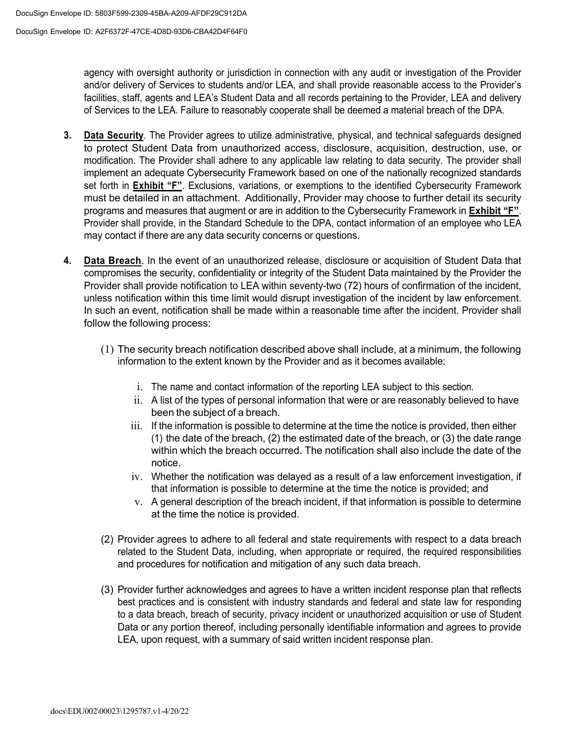agency with oversight authority or jurisdiction in connection with any audit or investigation of the Provider and/or delivery of Services to students and/or LEA, and shall provide reasonable access to the Provider's facilities, staff, agents and LEA's Student Data and all records pertaining to the Provider, LEA and delivery of Services to the LEA. Failure to reasonably cooperate shall be deemed a material breach of the DPA.

**3.** **Data Security**. The Provider agrees to utilize administrative, physical, and technical safeguards designed to protect Student Data from unauthorized access, disclosure, acquisition, destruction, use, or modification. The Provider shall adhere to any applicable law relating to data security. The provider shall implement an adequate Cybersecurity Framework based on one of the nationally recognized standards set forth in **Exhibit "F"**. Exclusions, variations, or exemptions to the identified Cybersecurity Framework must be detailed in an attachment. Additionally, Provider may choose to further detail its security programs and measures that augment or are in addition to the Cybersecurity Framework in **Exhibit "F"**. Provider shall provide, in the Standard Schedule to the DPA, contact information of an employee who LEA may contact if there are any data security concerns or questions.

**4.** **Data Breach**. In the event of an unauthorized release, disclosure or acquisition of Student Data that compromises the security, confidentiality or integrity of the Student Data maintained by the Provider the Provider shall provide notification to LEA within seventy-two (72) hours of confirmation of the incident, unless notification within this time limit would disrupt investigation of the incident by law enforcement. In such an event, notification shall be made within a reasonable time after the incident. Provider shall follow the following process:

(1) The security breach notification described above shall include, at a minimum, the following information to the extent known by the Provider and as it becomes available:

i. The name and contact information of the reporting LEA subject to this section.

ii. A list of the types of personal information that were or are reasonably believed to have been the subject of a breach.

iii. If the information is possible to determine at the time the notice is provided, then either (1) the date of the breach, (2) the estimated date of the breach, or (3) the date range within which the breach occurred. The notification shall also include the date of the notice.

iv. Whether the notification was delayed as a result of a law enforcement investigation, if that information is possible to determine at the time the notice is provided; and

v. A general description of the breach incident, if that information is possible to determine at the time the notice is provided.

(2) Provider agrees to adhere to all federal and state requirements with respect to a data breach related to the Student Data, including, when appropriate or required, the required responsibilities and procedures for notification and mitigation of any such data breach.

(3) Provider further acknowledges and agrees to have a written incident response plan that reflects best practices and is consistent with industry standards and federal and state law for responding to a data breach, breach of security, privacy incident or unauthorized acquisition or use of Student Data or any portion thereof, including personally identifiable information and agrees to provide LEA, upon request, with a summary of said written incident response plan.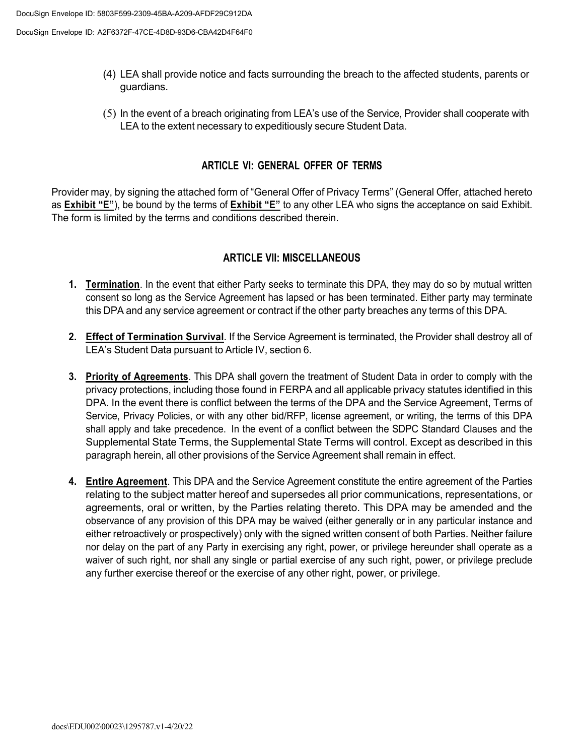(4) LEA shall provide notice and facts surrounding the breach to the affected students, parents or guardians.

(5) In the event of a breach originating from LEA's use of the Service, Provider shall cooperate with LEA to the extent necessary to expeditiously secure Student Data.

## ARTICLE VI: GENERAL OFFER OF TERMS

Provider may, by signing the attached form of "General Offer of Privacy Terms" (General Offer, attached hereto as **Exhibit "E"**), be bound by the terms of **Exhibit "E"** to any other LEA who signs the acceptance on said Exhibit. The form is limited by the terms and conditions described therein.

## ARTICLE VII: MISCELLANEOUS

1. **Termination**. In the event that either Party seeks to terminate this DPA, they may do so by mutual written consent so long as the Service Agreement has lapsed or has been terminated. Either party may terminate this DPA and any service agreement or contract if the other party breaches any terms of this DPA.

2. **Effect of Termination Survival**. If the Service Agreement is terminated, the Provider shall destroy all of LEA's Student Data pursuant to Article IV, section 6.

3. **Priority of Agreements**. This DPA shall govern the treatment of Student Data in order to comply with the privacy protections, including those found in FERPA and all applicable privacy statutes identified in this DPA. In the event there is conflict between the terms of the DPA and the Service Agreement, Terms of Service, Privacy Policies, or with any other bid/RFP, license agreement, or writing, the terms of this DPA shall apply and take precedence. In the event of a conflict between the SDPC Standard Clauses and the Supplemental State Terms, the Supplemental State Terms will control. Except as described in this paragraph herein, all other provisions of the Service Agreement shall remain in effect.

4. **Entire Agreement**. This DPA and the Service Agreement constitute the entire agreement of the Parties relating to the subject matter hereof and supersedes all prior communications, representations, or agreements, oral or written, by the Parties relating thereto. This DPA may be amended and the observance of any provision of this DPA may be waived (either generally or in any particular instance and either retroactively or prospectively) only with the signed written consent of both Parties. Neither failure nor delay on the part of any Party in exercising any right, power, or privilege hereunder shall operate as a waiver of such right, nor shall any single or partial exercise of any such right, power, or privilege preclude any further exercise thereof or the exercise of any other right, power, or privilege.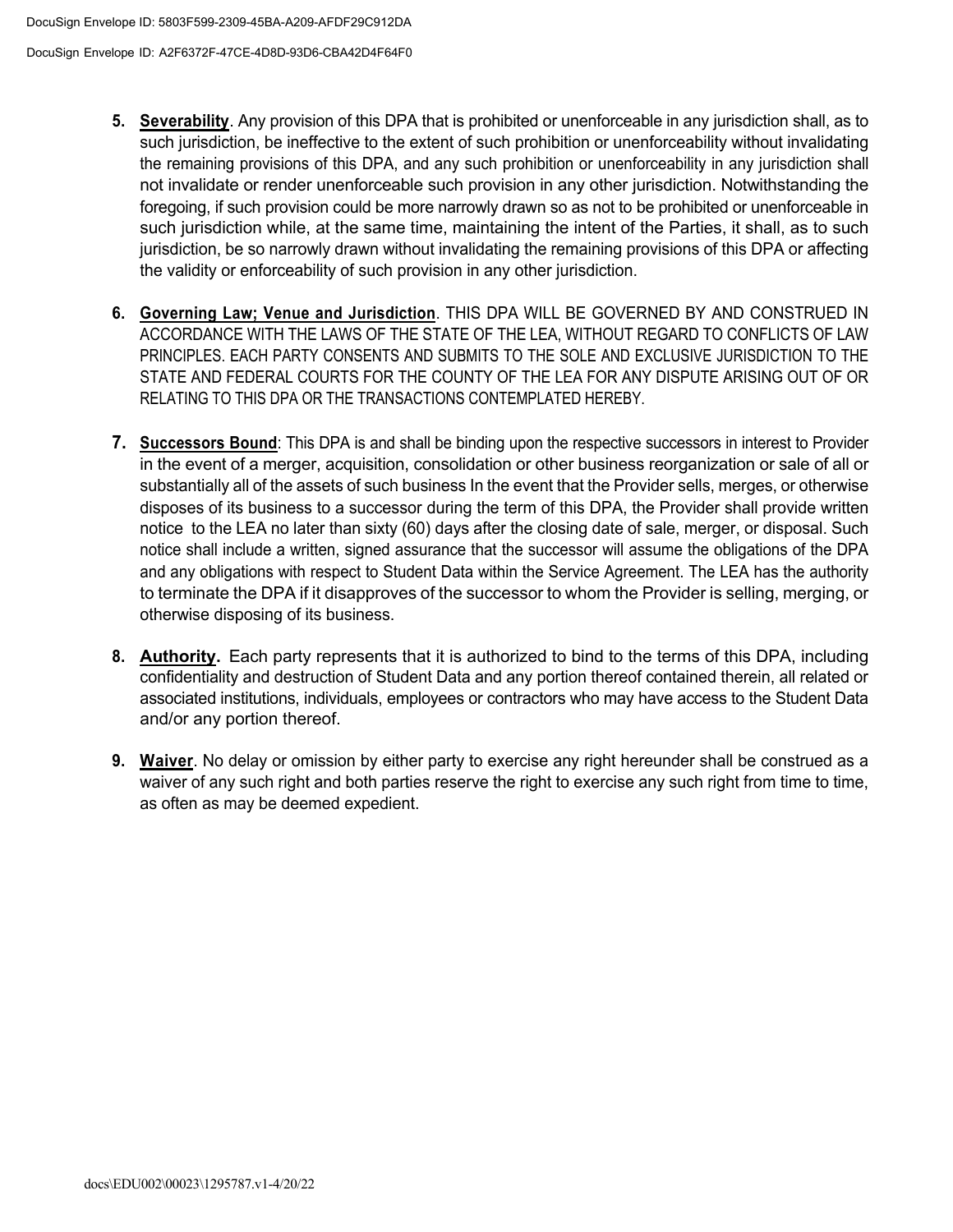5. **Severability**. Any provision of this DPA that is prohibited or unenforceable in any jurisdiction shall, as to such jurisdiction, be ineffective to the extent of such prohibition or unenforceability without invalidating the remaining provisions of this DPA, and any such prohibition or unenforceability in any jurisdiction shall not invalidate or render unenforceable such provision in any other jurisdiction. Notwithstanding the foregoing, if such provision could be more narrowly drawn so as not to be prohibited or unenforceable in such jurisdiction while, at the same time, maintaining the intent of the Parties, it shall, as to such jurisdiction, be so narrowly drawn without invalidating the remaining provisions of this DPA or affecting the validity or enforceability of such provision in any other jurisdiction.

6. **Governing Law; Venue and Jurisdiction**. THIS DPA WILL BE GOVERNED BY AND CONSTRUED IN ACCORDANCE WITH THE LAWS OF THE STATE OF THE LEA, WITHOUT REGARD TO CONFLICTS OF LAW PRINCIPLES. EACH PARTY CONSENTS AND SUBMITS TO THE SOLE AND EXCLUSIVE JURISDICTION TO THE STATE AND FEDERAL COURTS FOR THE COUNTY OF THE LEA FOR ANY DISPUTE ARISING OUT OF OR RELATING TO THIS DPA OR THE TRANSACTIONS CONTEMPLATED HEREBY.

7. **Successors Bound**: This DPA is and shall be binding upon the respective successors in interest to Provider in the event of a merger, acquisition, consolidation or other business reorganization or sale of all or substantially all of the assets of such business In the event that the Provider sells, merges, or otherwise disposes of its business to a successor during the term of this DPA, the Provider shall provide written notice to the LEA no later than sixty (60) days after the closing date of sale, merger, or disposal. Such notice shall include a written, signed assurance that the successor will assume the obligations of the DPA and any obligations with respect to Student Data within the Service Agreement. The LEA has the authority to terminate the DPA if it disapproves of the successor to whom the Provider is selling, merging, or otherwise disposing of its business.

8. **Authority.** Each party represents that it is authorized to bind to the terms of this DPA, including confidentiality and destruction of Student Data and any portion thereof contained therein, all related or associated institutions, individuals, employees or contractors who may have access to the Student Data and/or any portion thereof.

9. **Waiver**. No delay or omission by either party to exercise any right hereunder shall be construed as a waiver of any such right and both parties reserve the right to exercise any such right from time to time, as often as may be deemed expedient.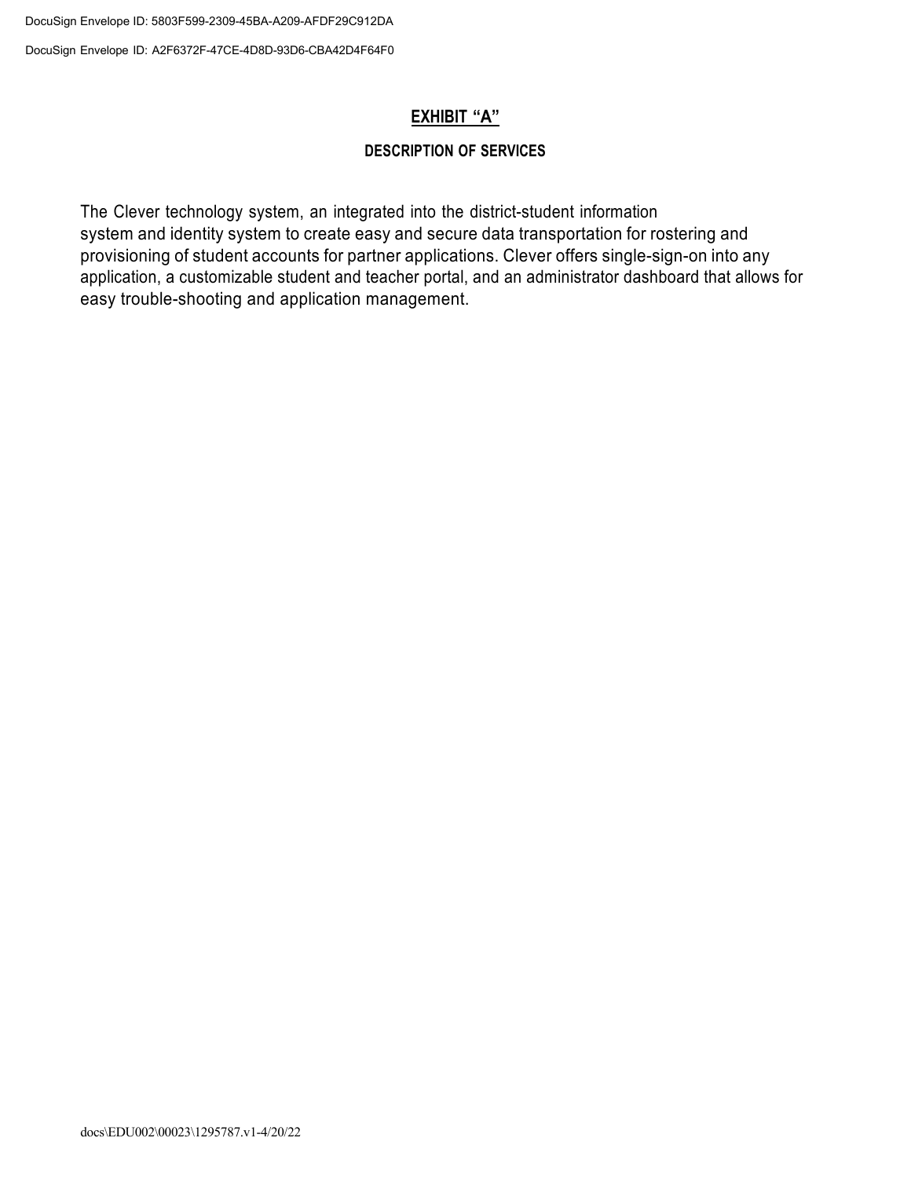# EXHIBIT "A"

## DESCRIPTION OF SERVICES

The Clever technology system, an integrated into the district-student information system and identity system to create easy and secure data transportation for rostering and provisioning of student accounts for partner applications. Clever offers single-sign-on into any application, a customizable student and teacher portal, and an administrator dashboard that allows for easy trouble-shooting and application management.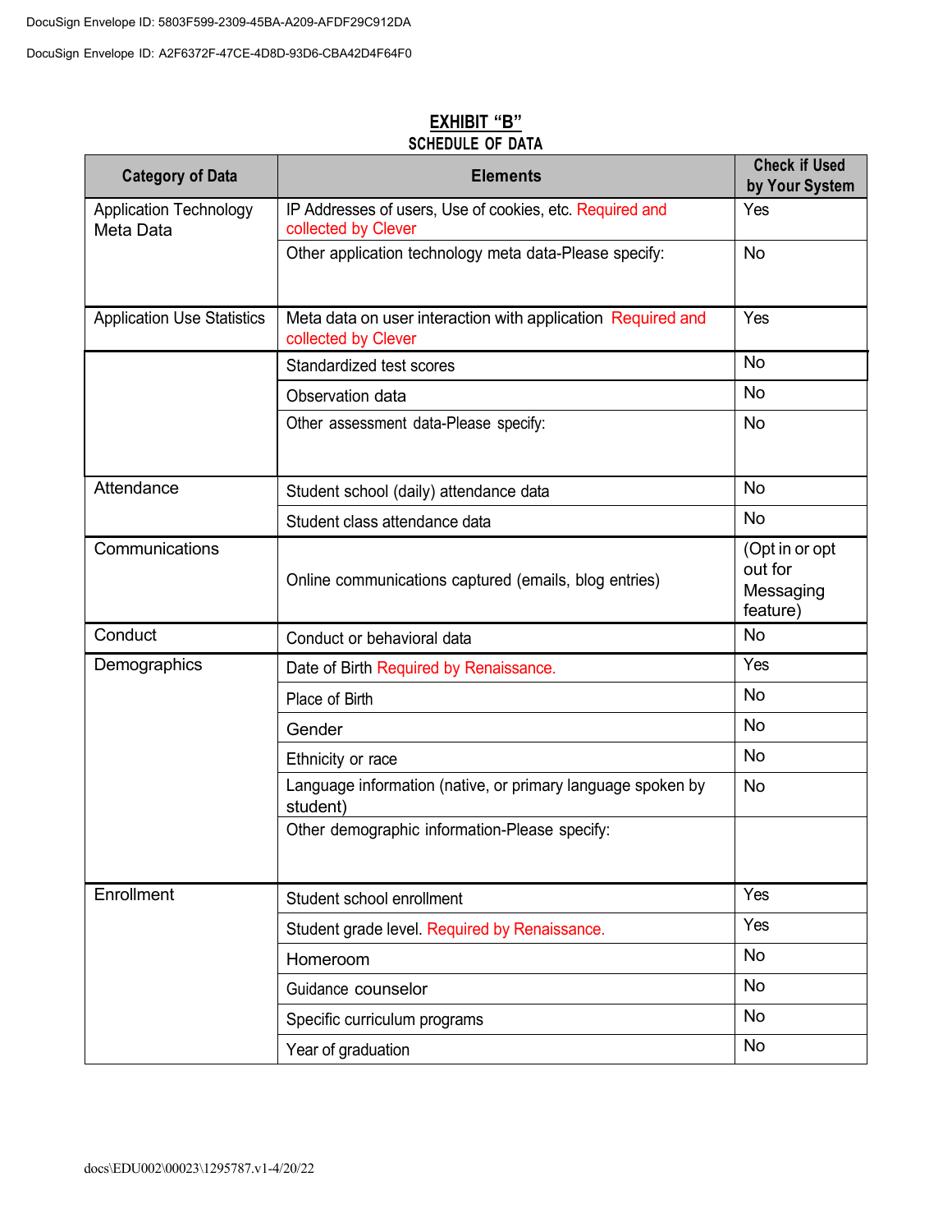## EXHIBIT "B"

### SCHEDULE OF DATA

| Category of Data | Elements | Check if Used by Your System |
|---|---|---|
| Application Technology Meta Data | IP Addresses of users, Use of cookies, etc. Required and collected by Clever | Yes |
| | Other application technology meta data-Please specify: | No |
| Application Use Statistics | Meta data on user interaction with application Required and collected by Clever | Yes |
| | Standardized test scores | No |
| | Observation data | No |
| | Other assessment data-Please specify: | No |
| Attendance | Student school (daily) attendance data | No |
| | Student class attendance data | No |
| Communications | Online communications captured (emails, blog entries) | (Opt in or opt out for Messaging feature) |
| Conduct | Conduct or behavioral data | No |
| Demographics | Date of Birth Required by Renaissance. | Yes |
| | Place of Birth | No |
| | Gender | No |
| | Ethnicity or race | No |
| | Language information (native, or primary language spoken by student) | No |
| | Other demographic information-Please specify: | |
| Enrollment | Student school enrollment | Yes |
| | Student grade level. Required by Renaissance. | Yes |
| | Homeroom | No |
| | Guidance counselor | No |
| | Specific curriculum programs | No |
| | Year of graduation | No |

docs\EDU002\00023\1295787.v1-4/20/22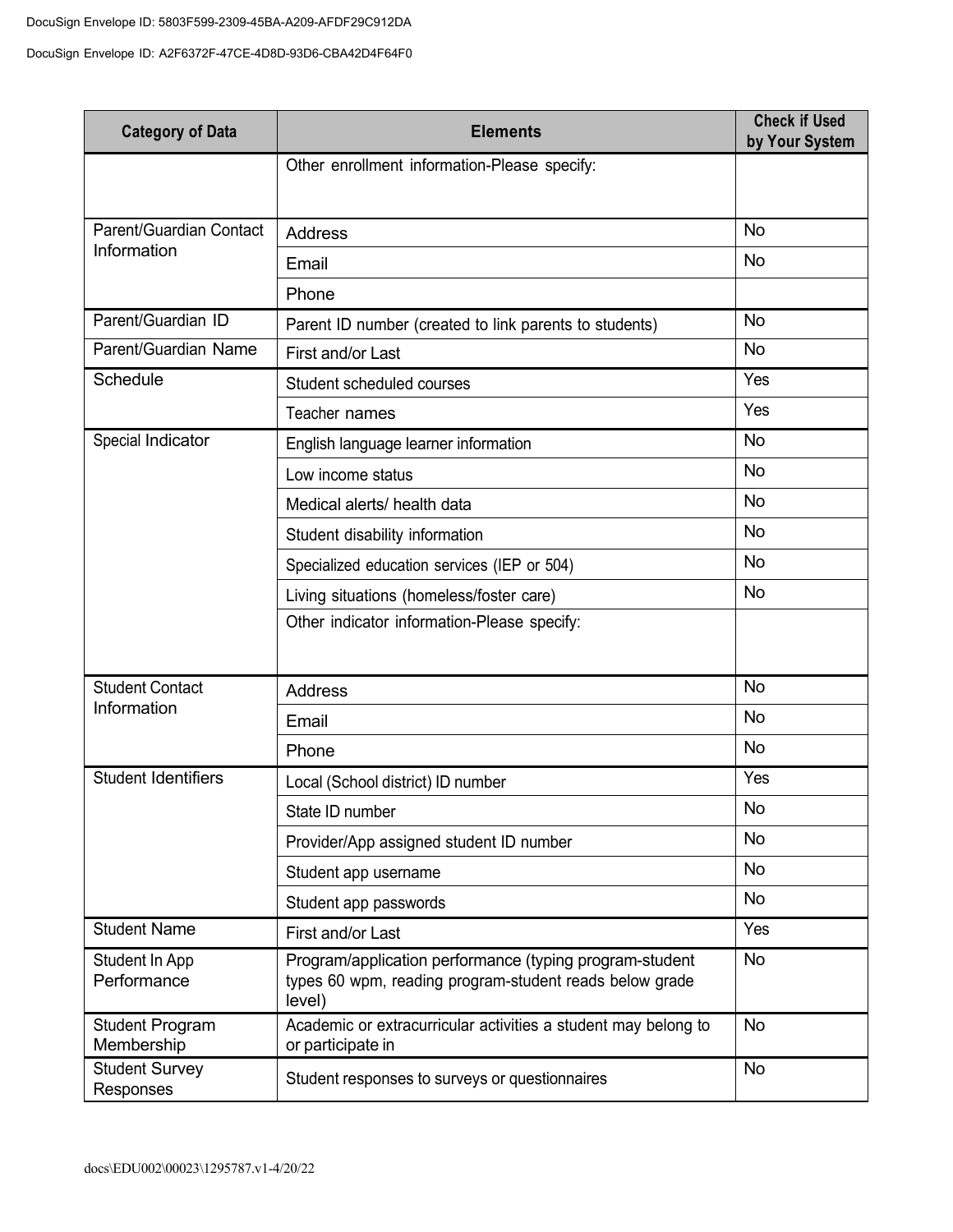| Category of Data | Elements | Check if Used by Your System |
|---|---|---|
| | Other enrollment information-Please specify: | |
| Parent/Guardian Contact Information | Address | No |
| | Email | No |
| | Phone | |
| Parent/Guardian ID | Parent ID number (created to link parents to students) | No |
| Parent/Guardian Name | First and/or Last | No |
| Schedule | Student scheduled courses | Yes |
| | Teacher names | Yes |
| Special Indicator | English language learner information | No |
| | Low income status | No |
| | Medical alerts/ health data | No |
| | Student disability information | No |
| | Specialized education services (IEP or 504) | No |
| | Living situations (homeless/foster care) | No |
| | Other indicator information-Please specify: | |
| Student Contact Information | Address | No |
| | Email | No |
| | Phone | No |
| Student Identifiers | Local (School district) ID number | Yes |
| | State ID number | No |
| | Provider/App assigned student ID number | No |
| | Student app username | No |
| | Student app passwords | No |
| Student Name | First and/or Last | Yes |
| Student In App Performance | Program/application performance (typing program-student types 60 wpm, reading program-student reads below grade level) | No |
| Student Program Membership | Academic or extracurricular activities a student may belong to or participate in | No |
| Student Survey Responses | Student responses to surveys or questionnaires | No |

docs\EDU002\00023\1295787.v1-4/20/22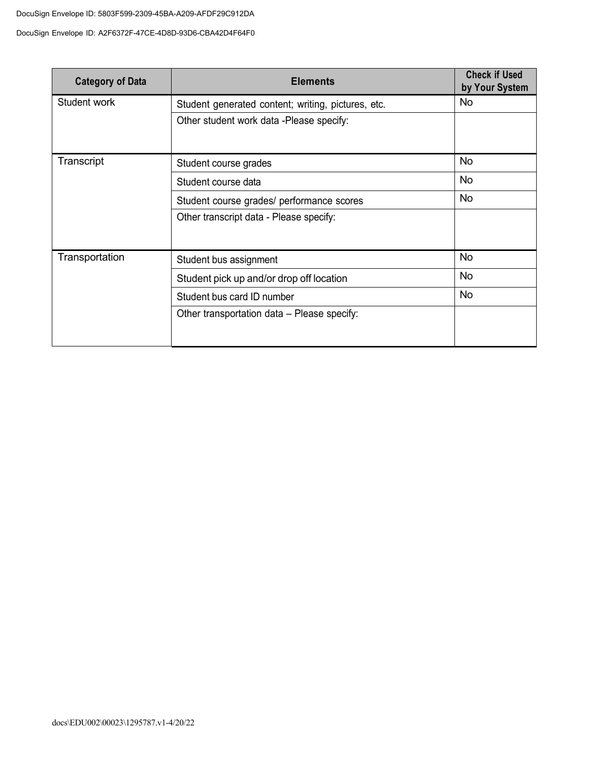| Category of Data | Elements | Check if Used by Your System |
|---|---|---|
| Student work | Student generated content; writing, pictures, etc. | No |
| | Other student work data -Please specify: | |
| Transcript | Student course grades | No |
| | Student course data | No |
| | Student course grades/ performance scores | No |
| | Other transcript data - Please specify: | |
| Transportation | Student bus assignment | No |
| | Student pick up and/or drop off location | No |
| | Student bus card ID number | No |
| | Other transportation data – Please specify: | |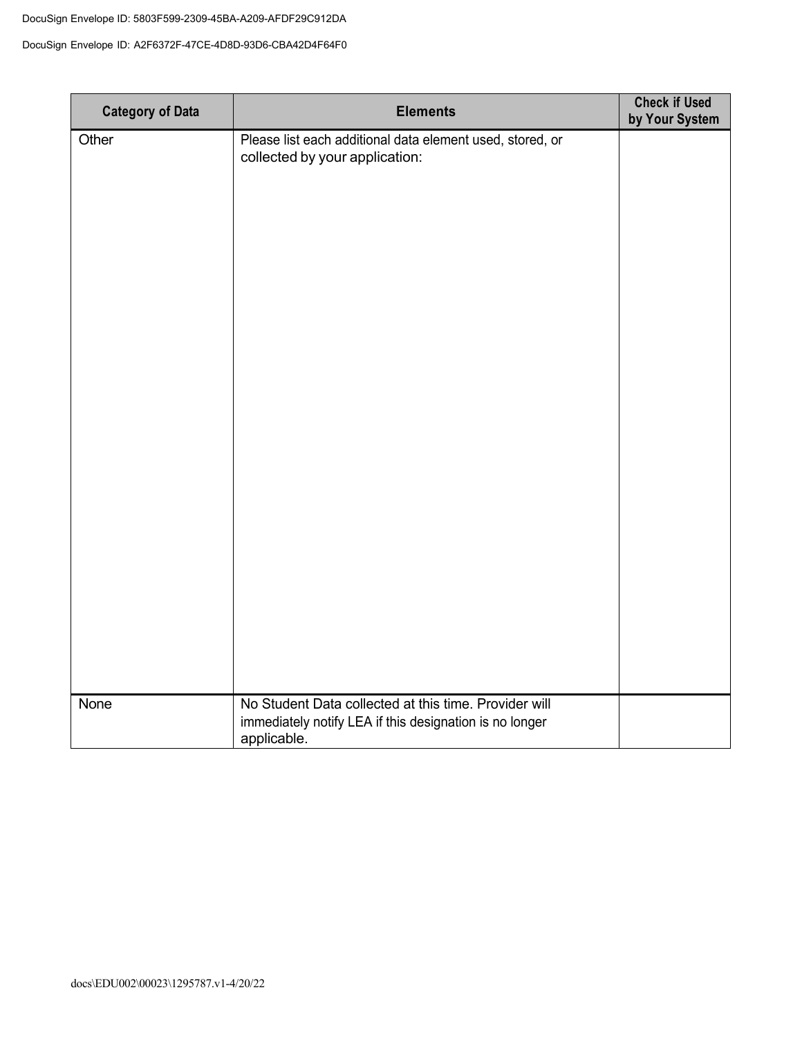| Category of Data | Elements | Check if Used by Your System |
| --- | --- | --- |
| Other | Please list each additional data element used, stored, or collected by your application: | |
| None | No Student Data collected at this time. Provider will immediately notify LEA if this designation is no longer applicable. | |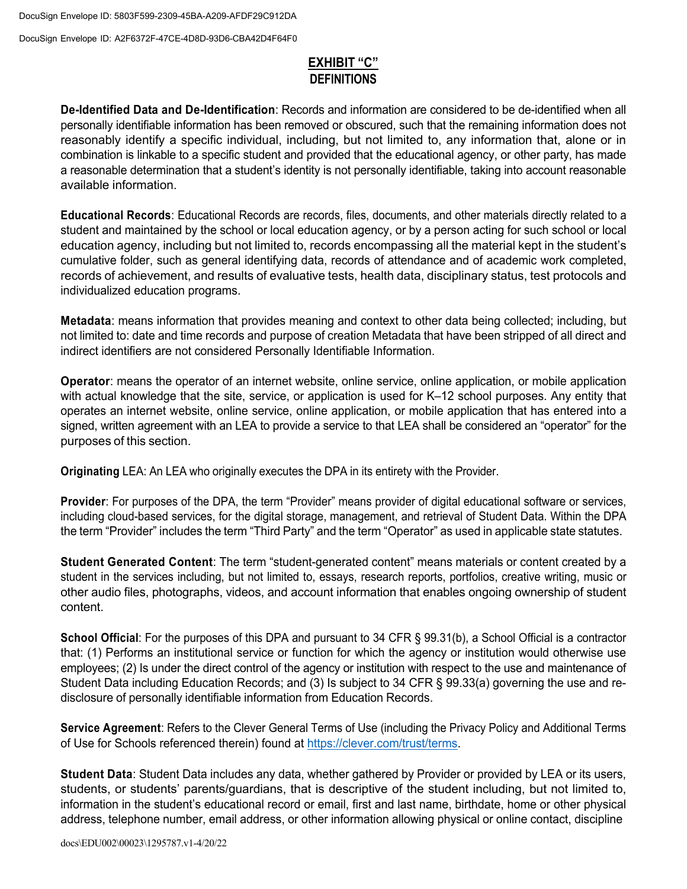# EXHIBIT "C"
## DEFINITIONS

**De-Identified Data and De-Identification**: Records and information are considered to be de-identified when all personally identifiable information has been removed or obscured, such that the remaining information does not reasonably identify a specific individual, including, but not limited to, any information that, alone or in combination is linkable to a specific student and provided that the educational agency, or other party, has made a reasonable determination that a student's identity is not personally identifiable, taking into account reasonable available information.

**Educational Records**: Educational Records are records, files, documents, and other materials directly related to a student and maintained by the school or local education agency, or by a person acting for such school or local education agency, including but not limited to, records encompassing all the material kept in the student's cumulative folder, such as general identifying data, records of attendance and of academic work completed, records of achievement, and results of evaluative tests, health data, disciplinary status, test protocols and individualized education programs.

**Metadata**: means information that provides meaning and context to other data being collected; including, but not limited to: date and time records and purpose of creation Metadata that have been stripped of all direct and indirect identifiers are not considered Personally Identifiable Information.

**Operator**: means the operator of an internet website, online service, online application, or mobile application with actual knowledge that the site, service, or application is used for K–12 school purposes. Any entity that operates an internet website, online service, online application, or mobile application that has entered into a signed, written agreement with an LEA to provide a service to that LEA shall be considered an "operator" for the purposes of this section.

**Originating** LEA: An LEA who originally executes the DPA in its entirety with the Provider.

**Provider**: For purposes of the DPA, the term "Provider" means provider of digital educational software or services, including cloud-based services, for the digital storage, management, and retrieval of Student Data. Within the DPA the term "Provider" includes the term "Third Party" and the term "Operator" as used in applicable state statutes.

**Student Generated Content**: The term "student-generated content" means materials or content created by a student in the services including, but not limited to, essays, research reports, portfolios, creative writing, music or other audio files, photographs, videos, and account information that enables ongoing ownership of student content.

**School Official**: For the purposes of this DPA and pursuant to 34 CFR § 99.31(b), a School Official is a contractor that: (1) Performs an institutional service or function for which the agency or institution would otherwise use employees; (2) Is under the direct control of the agency or institution with respect to the use and maintenance of Student Data including Education Records; and (3) Is subject to 34 CFR § 99.33(a) governing the use and re-disclosure of personally identifiable information from Education Records.

**Service Agreement**: Refers to the Clever General Terms of Use (including the Privacy Policy and Additional Terms of Use for Schools referenced therein) found at https://clever.com/trust/terms.

**Student Data**: Student Data includes any data, whether gathered by Provider or provided by LEA or its users, students, or students' parents/guardians, that is descriptive of the student including, but not limited to, information in the student's educational record or email, first and last name, birthdate, home or other physical address, telephone number, email address, or other information allowing physical or online contact, discipline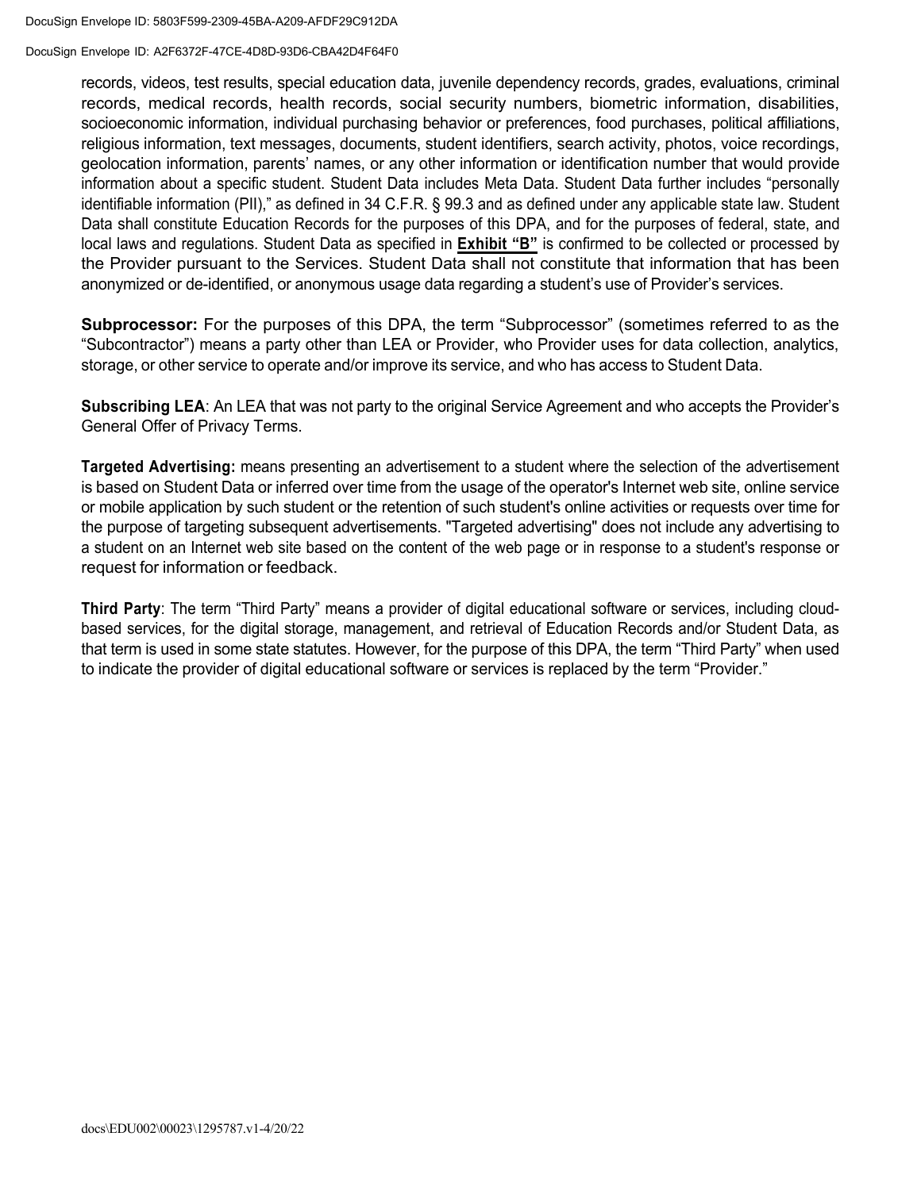records, videos, test results, special education data, juvenile dependency records, grades, evaluations, criminal records, medical records, health records, social security numbers, biometric information, disabilities, socioeconomic information, individual purchasing behavior or preferences, food purchases, political affiliations, religious information, text messages, documents, student identifiers, search activity, photos, voice recordings, geolocation information, parents' names, or any other information or identification number that would provide information about a specific student. Student Data includes Meta Data. Student Data further includes "personally identifiable information (PII)," as defined in 34 C.F.R. § 99.3 and as defined under any applicable state law. Student Data shall constitute Education Records for the purposes of this DPA, and for the purposes of federal, state, and local laws and regulations. Student Data as specified in **Exhibit "B"** is confirmed to be collected or processed by the Provider pursuant to the Services. Student Data shall not constitute that information that has been anonymized or de-identified, or anonymous usage data regarding a student's use of Provider's services.

**Subprocessor:** For the purposes of this DPA, the term "Subprocessor" (sometimes referred to as the "Subcontractor") means a party other than LEA or Provider, who Provider uses for data collection, analytics, storage, or other service to operate and/or improve its service, and who has access to Student Data.

**Subscribing LEA**: An LEA that was not party to the original Service Agreement and who accepts the Provider's General Offer of Privacy Terms.

**Targeted Advertising:** means presenting an advertisement to a student where the selection of the advertisement is based on Student Data or inferred over time from the usage of the operator's Internet web site, online service or mobile application by such student or the retention of such student's online activities or requests over time for the purpose of targeting subsequent advertisements. "Targeted advertising" does not include any advertising to a student on an Internet web site based on the content of the web page or in response to a student's response or request for information or feedback.

**Third Party**: The term "Third Party" means a provider of digital educational software or services, including cloud-based services, for the digital storage, management, and retrieval of Education Records and/or Student Data, as that term is used in some state statutes. However, for the purpose of this DPA, the term "Third Party" when used to indicate the provider of digital educational software or services is replaced by the term "Provider."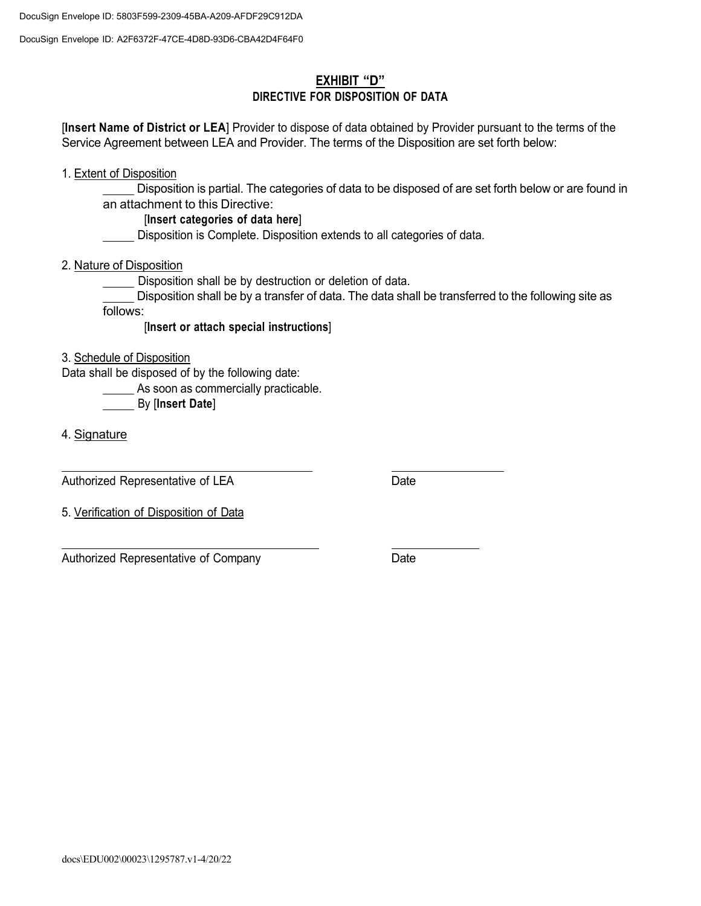# EXHIBIT "D"

## DIRECTIVE FOR DISPOSITION OF DATA

[**Insert Name of District or LEA**] Provider to dispose of data obtained by Provider pursuant to the terms of the Service Agreement between LEA and Provider. The terms of the Disposition are set forth below:

1. Extent of Disposition

_____ Disposition is partial. The categories of data to be disposed of are set forth below or are found in an attachment to this Directive:

[**Insert categories of data here**]

_____ Disposition is Complete. Disposition extends to all categories of data.

2. Nature of Disposition

_____ Disposition shall be by destruction or deletion of data.

_____ Disposition shall be by a transfer of data. The data shall be transferred to the following site as follows:

[**Insert or attach special instructions**]

3. Schedule of Disposition

Data shall be disposed of by the following date:

_____ As soon as commercially practicable.

_____ By [**Insert Date**]

4. Signature

_________________________________ _______________

Authorized Representative of LEA Date

5. Verification of Disposition of Data

_________________________________ _______________

Authorized Representative of Company Date

docs\EDU002\00023\1295787.v1-4/20/22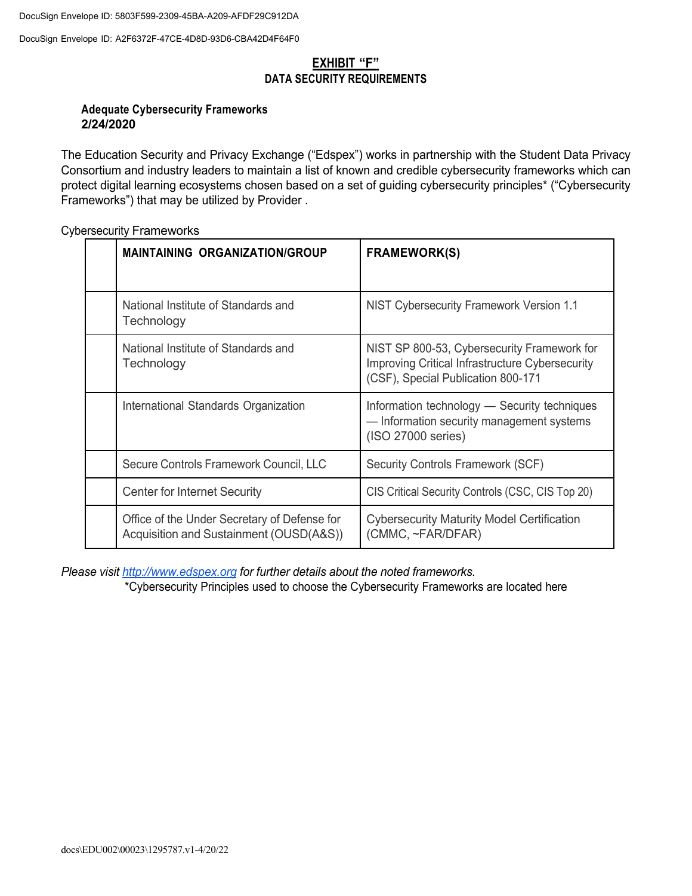# EXHIBIT "F"

## DATA SECURITY REQUIREMENTS

**Adequate Cybersecurity Frameworks**
**2/24/2020**

The Education Security and Privacy Exchange ("Edspex") works in partnership with the Student Data Privacy Consortium and industry leaders to maintain a list of known and credible cybersecurity frameworks which can protect digital learning ecosystems chosen based on a set of guiding cybersecurity principles* ("Cybersecurity Frameworks") that may be utilized by Provider .

Cybersecurity Frameworks

| | MAINTAINING ORGANIZATION/GROUP | FRAMEWORK(S) |
|---|---|---|
| | National Institute of Standards and Technology | NIST Cybersecurity Framework Version 1.1 |
| | National Institute of Standards and Technology | NIST SP 800-53, Cybersecurity Framework for Improving Critical Infrastructure Cybersecurity (CSF), Special Publication 800-171 |
| | International Standards Organization | Information technology — Security techniques — Information security management systems (ISO 27000 series) |
| | Secure Controls Framework Council, LLC | Security Controls Framework (SCF) |
| | Center for Internet Security | CIS Critical Security Controls (CSC, CIS Top 20) |
| | Office of the Under Secretary of Defense for Acquisition and Sustainment (OUSD(A&S)) | Cybersecurity Maturity Model Certification (CMMC, ~FAR/DFAR) |

*Please visit http://www.edspex.org for further details about the noted frameworks.*

*Cybersecurity Principles used to choose the Cybersecurity Frameworks are located here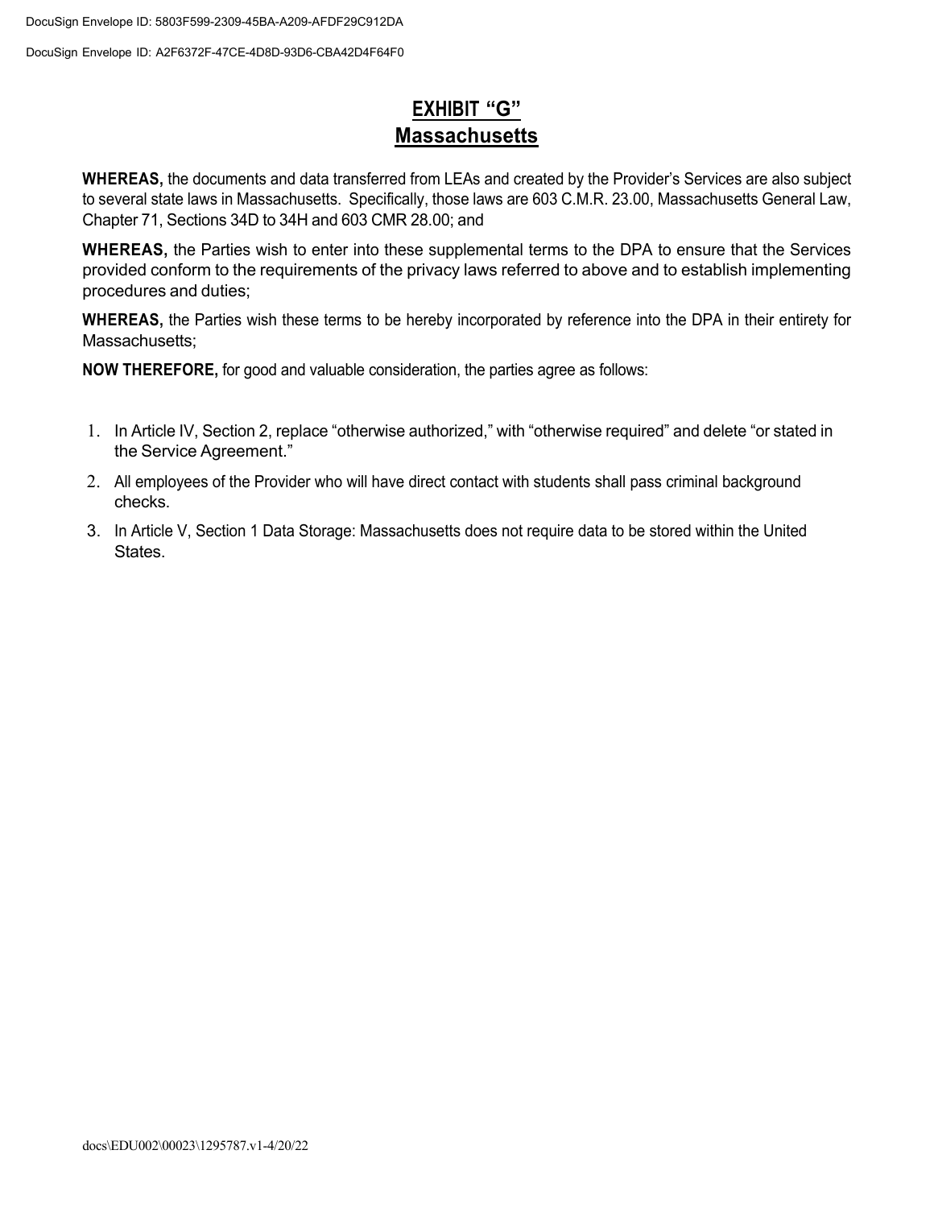# EXHIBIT "G"
# Massachusetts

**WHEREAS,** the documents and data transferred from LEAs and created by the Provider's Services are also subject to several state laws in Massachusetts. Specifically, those laws are 603 C.M.R. 23.00, Massachusetts General Law, Chapter 71, Sections 34D to 34H and 603 CMR 28.00; and

**WHEREAS,** the Parties wish to enter into these supplemental terms to the DPA to ensure that the Services provided conform to the requirements of the privacy laws referred to above and to establish implementing procedures and duties;

**WHEREAS,** the Parties wish these terms to be hereby incorporated by reference into the DPA in their entirety for Massachusetts;

**NOW THEREFORE,** for good and valuable consideration, the parties agree as follows:

1. In Article IV, Section 2, replace "otherwise authorized," with "otherwise required" and delete "or stated in the Service Agreement."
2. All employees of the Provider who will have direct contact with students shall pass criminal background checks.
3. In Article V, Section 1 Data Storage: Massachusetts does not require data to be stored within the United States.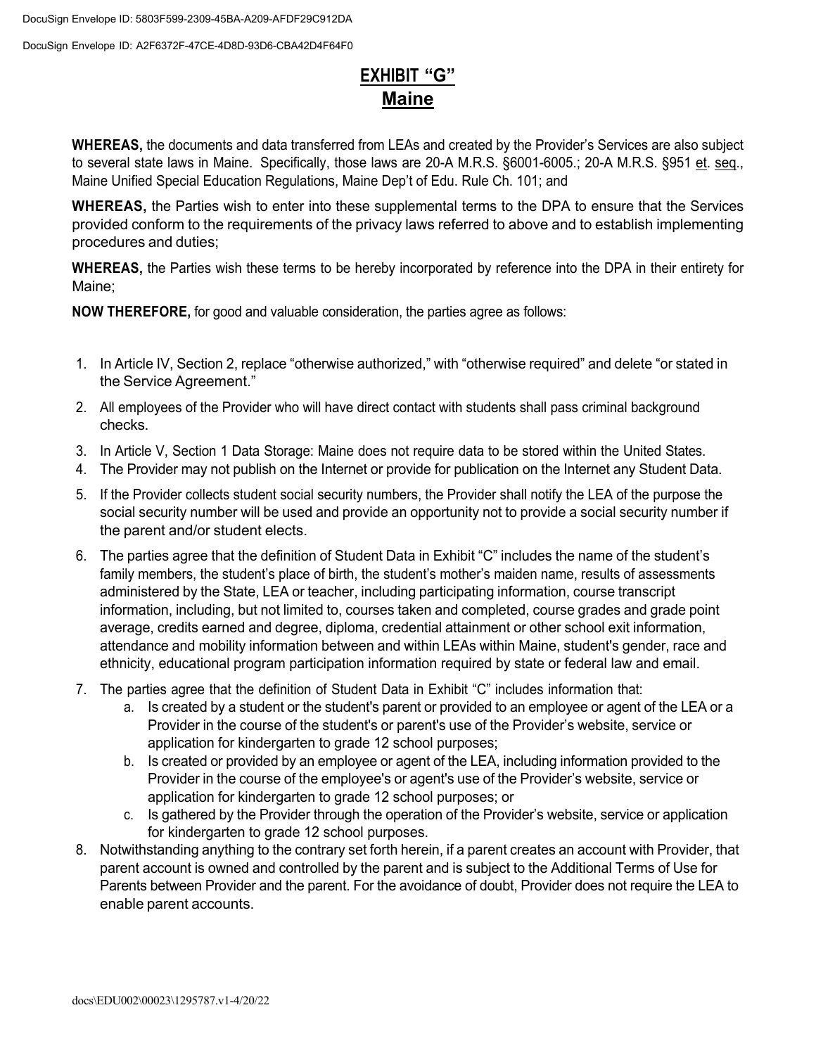# EXHIBIT "G"
## Maine

**WHEREAS,** the documents and data transferred from LEAs and created by the Provider's Services are also subject to several state laws in Maine. Specifically, those laws are 20-A M.R.S. §6001-6005.; 20-A M.R.S. §951 et. seq., Maine Unified Special Education Regulations, Maine Dep't of Edu. Rule Ch. 101; and

**WHEREAS,** the Parties wish to enter into these supplemental terms to the DPA to ensure that the Services provided conform to the requirements of the privacy laws referred to above and to establish implementing procedures and duties;

**WHEREAS,** the Parties wish these terms to be hereby incorporated by reference into the DPA in their entirety for Maine;

**NOW THEREFORE,** for good and valuable consideration, the parties agree as follows:

1. In Article IV, Section 2, replace "otherwise authorized," with "otherwise required" and delete "or stated in the Service Agreement."
2. All employees of the Provider who will have direct contact with students shall pass criminal background checks.
3. In Article V, Section 1 Data Storage: Maine does not require data to be stored within the United States.
4. The Provider may not publish on the Internet or provide for publication on the Internet any Student Data.
5. If the Provider collects student social security numbers, the Provider shall notify the LEA of the purpose the social security number will be used and provide an opportunity not to provide a social security number if the parent and/or student elects.
6. The parties agree that the definition of Student Data in Exhibit "C" includes the name of the student's family members, the student's place of birth, the student's mother's maiden name, results of assessments administered by the State, LEA or teacher, including participating information, course transcript information, including, but not limited to, courses taken and completed, course grades and grade point average, credits earned and degree, diploma, credential attainment or other school exit information, attendance and mobility information between and within LEAs within Maine, student's gender, race and ethnicity, educational program participation information required by state or federal law and email.
7. The parties agree that the definition of Student Data in Exhibit "C" includes information that:
   a. Is created by a student or the student's parent or provided to an employee or agent of the LEA or a Provider in the course of the student's or parent's use of the Provider's website, service or application for kindergarten to grade 12 school purposes;
   b. Is created or provided by an employee or agent of the LEA, including information provided to the Provider in the course of the employee's or agent's use of the Provider's website, service or application for kindergarten to grade 12 school purposes; or
   c. Is gathered by the Provider through the operation of the Provider's website, service or application for kindergarten to grade 12 school purposes.
8. Notwithstanding anything to the contrary set forth herein, if a parent creates an account with Provider, that parent account is owned and controlled by the parent and is subject to the Additional Terms of Use for Parents between Provider and the parent. For the avoidance of doubt, Provider does not require the LEA to enable parent accounts.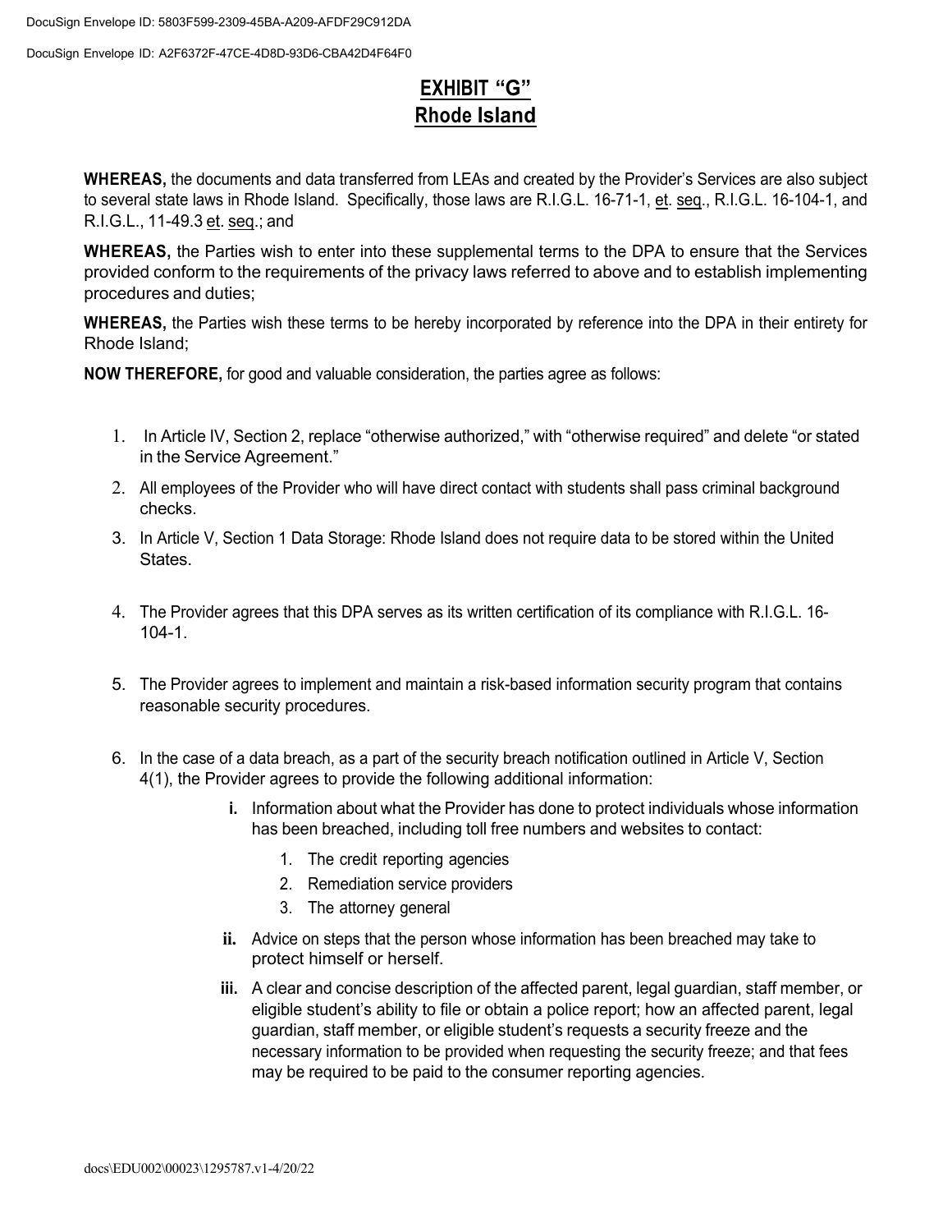# EXHIBIT "G"
## Rhode Island

**WHEREAS,** the documents and data transferred from LEAs and created by the Provider's Services are also subject to several state laws in Rhode Island. Specifically, those laws are R.I.G.L. 16-71-1, et. seq., R.I.G.L. 16-104-1, and R.I.G.L., 11-49.3 et. seq.; and

**WHEREAS,** the Parties wish to enter into these supplemental terms to the DPA to ensure that the Services provided conform to the requirements of the privacy laws referred to above and to establish implementing procedures and duties;

**WHEREAS,** the Parties wish these terms to be hereby incorporated by reference into the DPA in their entirety for Rhode Island;

**NOW THEREFORE,** for good and valuable consideration, the parties agree as follows:

1. In Article IV, Section 2, replace "otherwise authorized," with "otherwise required" and delete "or stated in the Service Agreement."
2. All employees of the Provider who will have direct contact with students shall pass criminal background checks.
3. In Article V, Section 1 Data Storage: Rhode Island does not require data to be stored within the United States.
4. The Provider agrees that this DPA serves as its written certification of its compliance with R.I.G.L. 16-104-1.
5. The Provider agrees to implement and maintain a risk-based information security program that contains reasonable security procedures.
6. In the case of a data breach, as a part of the security breach notification outlined in Article V, Section 4(1), the Provider agrees to provide the following additional information:
   - **i.** Information about what the Provider has done to protect individuals whose information has been breached, including toll free numbers and websites to contact:
     1. The credit reporting agencies
     2. Remediation service providers
     3. The attorney general
   - **ii.** Advice on steps that the person whose information has been breached may take to protect himself or herself.
   - **iii.** A clear and concise description of the affected parent, legal guardian, staff member, or eligible student's ability to file or obtain a police report; how an affected parent, legal guardian, staff member, or eligible student's requests a security freeze and the necessary information to be provided when requesting the security freeze; and that fees may be required to be paid to the consumer reporting agencies.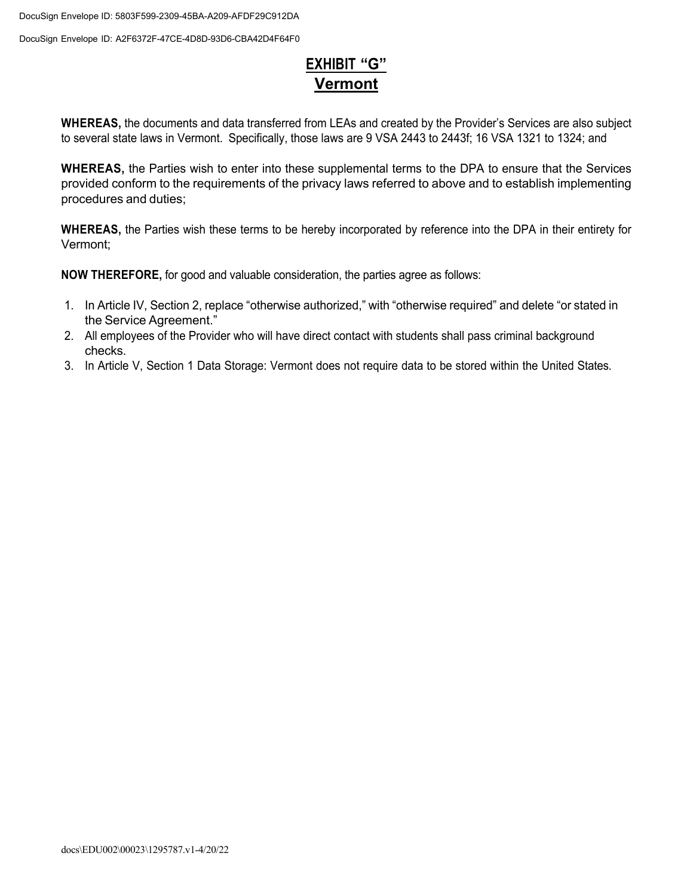# EXHIBIT "G"
# Vermont

**WHEREAS,** the documents and data transferred from LEAs and created by the Provider's Services are also subject to several state laws in Vermont. Specifically, those laws are 9 VSA 2443 to 2443f; 16 VSA 1321 to 1324; and

**WHEREAS,** the Parties wish to enter into these supplemental terms to the DPA to ensure that the Services provided conform to the requirements of the privacy laws referred to above and to establish implementing procedures and duties;

**WHEREAS,** the Parties wish these terms to be hereby incorporated by reference into the DPA in their entirety for Vermont;

**NOW THEREFORE,** for good and valuable consideration, the parties agree as follows:

1. In Article IV, Section 2, replace "otherwise authorized," with "otherwise required" and delete "or stated in the Service Agreement."
2. All employees of the Provider who will have direct contact with students shall pass criminal background checks.
3. In Article V, Section 1 Data Storage: Vermont does not require data to be stored within the United States.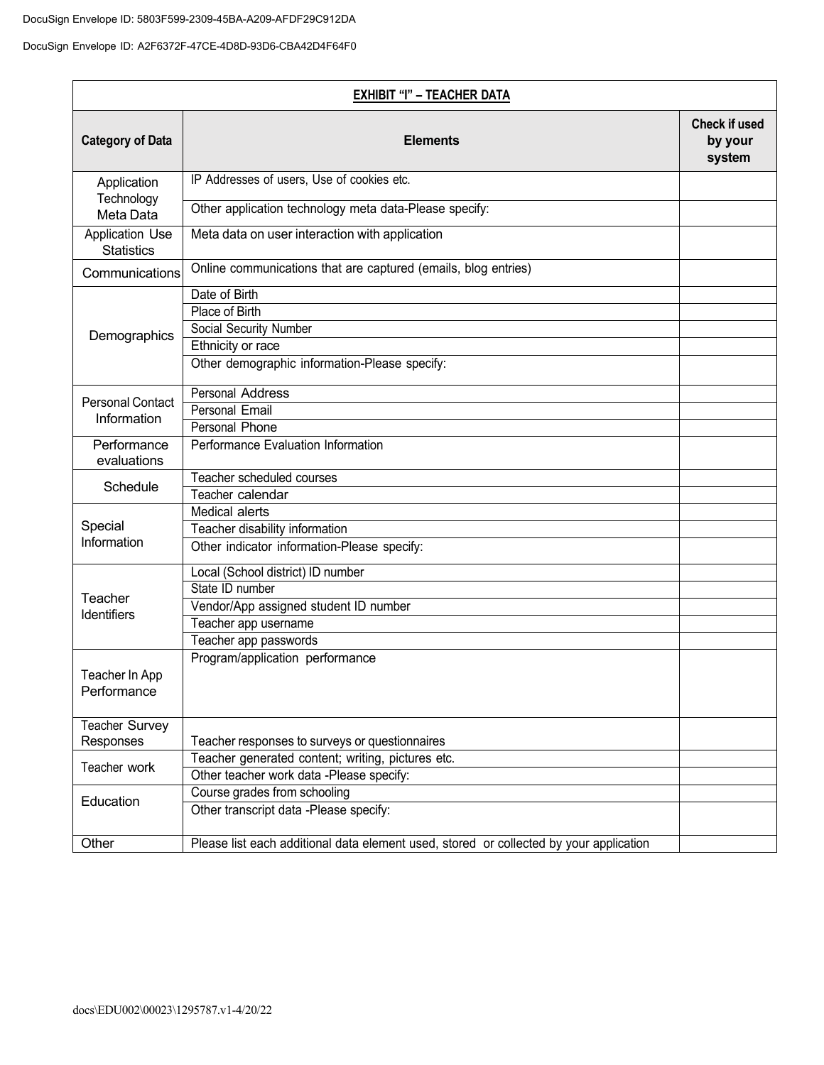| EXHIBIT "I" – TEACHER DATA | | |
|---|---|---|
| **Category of Data** | **Elements** | **Check if used by your system** |
| Application Technology Meta Data | IP Addresses of users, Use of cookies etc. | |
| | Other application technology meta data-Please specify: | |
| Application Use Statistics | Meta data on user interaction with application | |
| Communications | Online communications that are captured (emails, blog entries) | |
| Demographics | Date of Birth | |
| | Place of Birth | |
| | Social Security Number | |
| | Ethnicity or race | |
| | Other demographic information-Please specify: | |
| Personal Contact Information | Personal Address | |
| | Personal Email | |
| | Personal Phone | |
| Performance evaluations | Performance Evaluation Information | |
| Schedule | Teacher scheduled courses | |
| | Teacher calendar | |
| Special Information | Medical alerts | |
| | Teacher disability information | |
| | Other indicator information-Please specify: | |
| Teacher Identifiers | Local (School district) ID number | |
| | State ID number | |
| | Vendor/App assigned student ID number | |
| | Teacher app username | |
| | Teacher app passwords | |
| Teacher In App Performance | Program/application performance | |
| Teacher Survey Responses | Teacher responses to surveys or questionnaires | |
| Teacher work | Teacher generated content; writing, pictures etc. | |
| | Other teacher work data -Please specify: | |
| Education | Course grades from schooling | |
| | Other transcript data -Please specify: | |
| Other | Please list each additional data element used, stored or collected by your application | |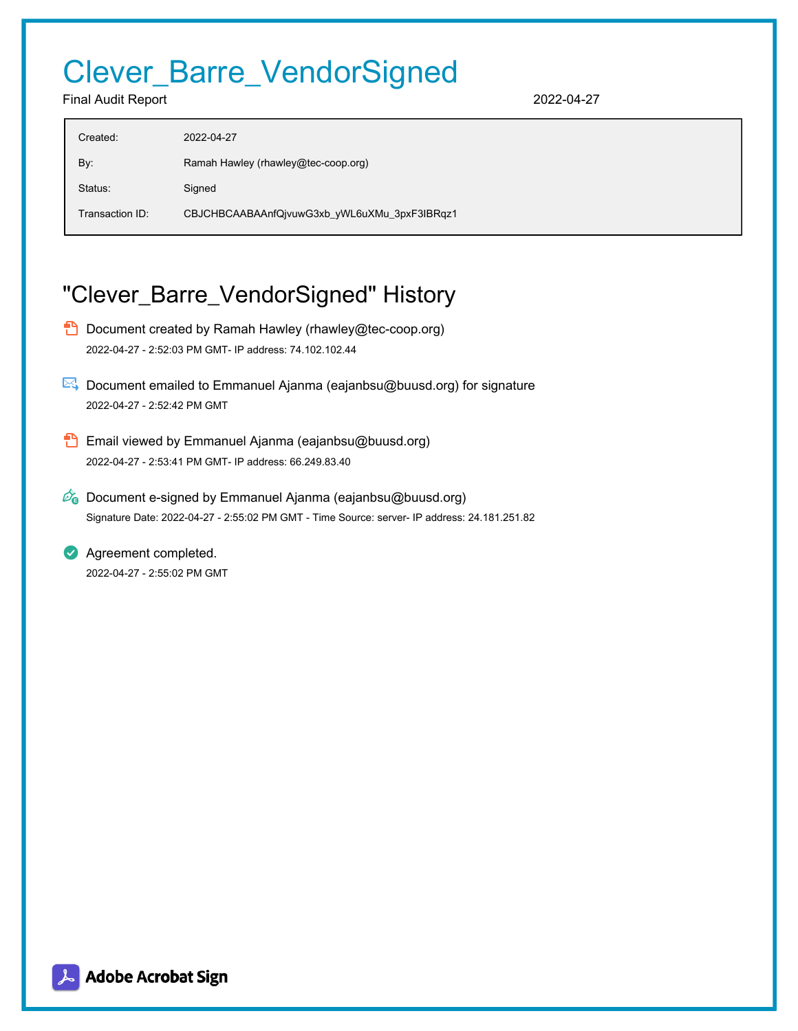# Clever_Barre_VendorSigned

Final Audit Report 2022-04-27

| | |
|---|---|
| Created: | 2022-04-27 |
| By: | Ramah Hawley (rhawley@tec-coop.org) |
| Status: | Signed |
| Transaction ID: | CBJCHBCAABAAnfQjvuwG3xb_yWL6uXMu_3pxF3IBRqz1 |

## "Clever_Barre_VendorSigned" History

- Document created by Ramah Hawley (rhawley@tec-coop.org)
  2022-04-27 - 2:52:03 PM GMT- IP address: 74.102.102.44

- Document emailed to Emmanuel Ajanma (eajanbsu@buusd.org) for signature
  2022-04-27 - 2:52:42 PM GMT

- Email viewed by Emmanuel Ajanma (eajanbsu@buusd.org)
  2022-04-27 - 2:53:41 PM GMT- IP address: 66.249.83.40

- Document e-signed by Emmanuel Ajanma (eajanbsu@buusd.org)
  Signature Date: 2022-04-27 - 2:55:02 PM GMT - Time Source: server- IP address: 24.181.251.82

- Agreement completed.
  2022-04-27 - 2:55:02 PM GMT

Adobe Acrobat Sign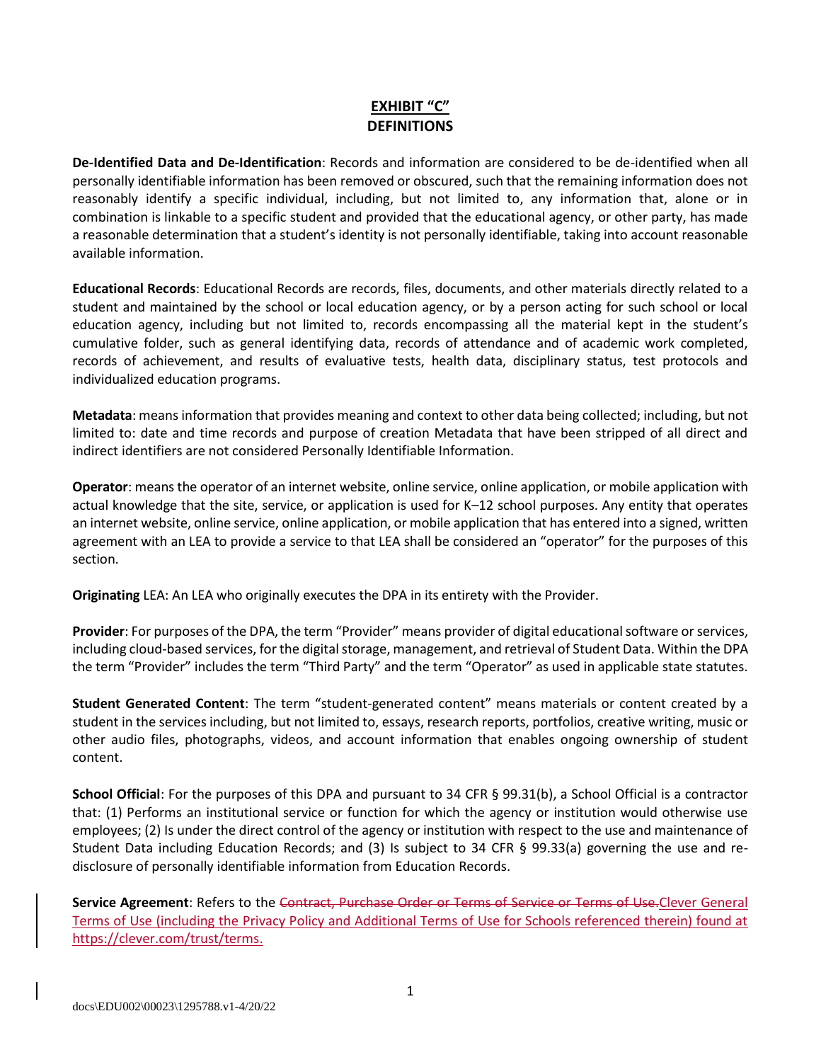## EXHIBIT "C"
## DEFINITIONS

**De-Identified Data and De-Identification**: Records and information are considered to be de-identified when all personally identifiable information has been removed or obscured, such that the remaining information does not reasonably identify a specific individual, including, but not limited to, any information that, alone or in combination is linkable to a specific student and provided that the educational agency, or other party, has made a reasonable determination that a student's identity is not personally identifiable, taking into account reasonable available information.

**Educational Records**: Educational Records are records, files, documents, and other materials directly related to a student and maintained by the school or local education agency, or by a person acting for such school or local education agency, including but not limited to, records encompassing all the material kept in the student's cumulative folder, such as general identifying data, records of attendance and of academic work completed, records of achievement, and results of evaluative tests, health data, disciplinary status, test protocols and individualized education programs.

**Metadata**: means information that provides meaning and context to other data being collected; including, but not limited to: date and time records and purpose of creation Metadata that have been stripped of all direct and indirect identifiers are not considered Personally Identifiable Information.

**Operator**: means the operator of an internet website, online service, online application, or mobile application with actual knowledge that the site, service, or application is used for K–12 school purposes. Any entity that operates an internet website, online service, online application, or mobile application that has entered into a signed, written agreement with an LEA to provide a service to that LEA shall be considered an "operator" for the purposes of this section.

**Originating** LEA: An LEA who originally executes the DPA in its entirety with the Provider.

**Provider**: For purposes of the DPA, the term "Provider" means provider of digital educational software or services, including cloud-based services, for the digital storage, management, and retrieval of Student Data. Within the DPA the term "Provider" includes the term "Third Party" and the term "Operator" as used in applicable state statutes.

**Student Generated Content**: The term "student-generated content" means materials or content created by a student in the services including, but not limited to, essays, research reports, portfolios, creative writing, music or other audio files, photographs, videos, and account information that enables ongoing ownership of student content.

**School Official**: For the purposes of this DPA and pursuant to 34 CFR § 99.31(b), a School Official is a contractor that: (1) Performs an institutional service or function for which the agency or institution would otherwise use employees; (2) Is under the direct control of the agency or institution with respect to the use and maintenance of Student Data including Education Records; and (3) Is subject to 34 CFR § 99.33(a) governing the use and re-disclosure of personally identifiable information from Education Records.

**Service Agreement**: Refers to the ~~Contract, Purchase Order or Terms of Service or Terms of Use.~~Clever General Terms of Use (including the Privacy Policy and Additional Terms of Use for Schools referenced therein) found at https://clever.com/trust/terms.

docs\EDU002\00023\1295788.v1-4/20/22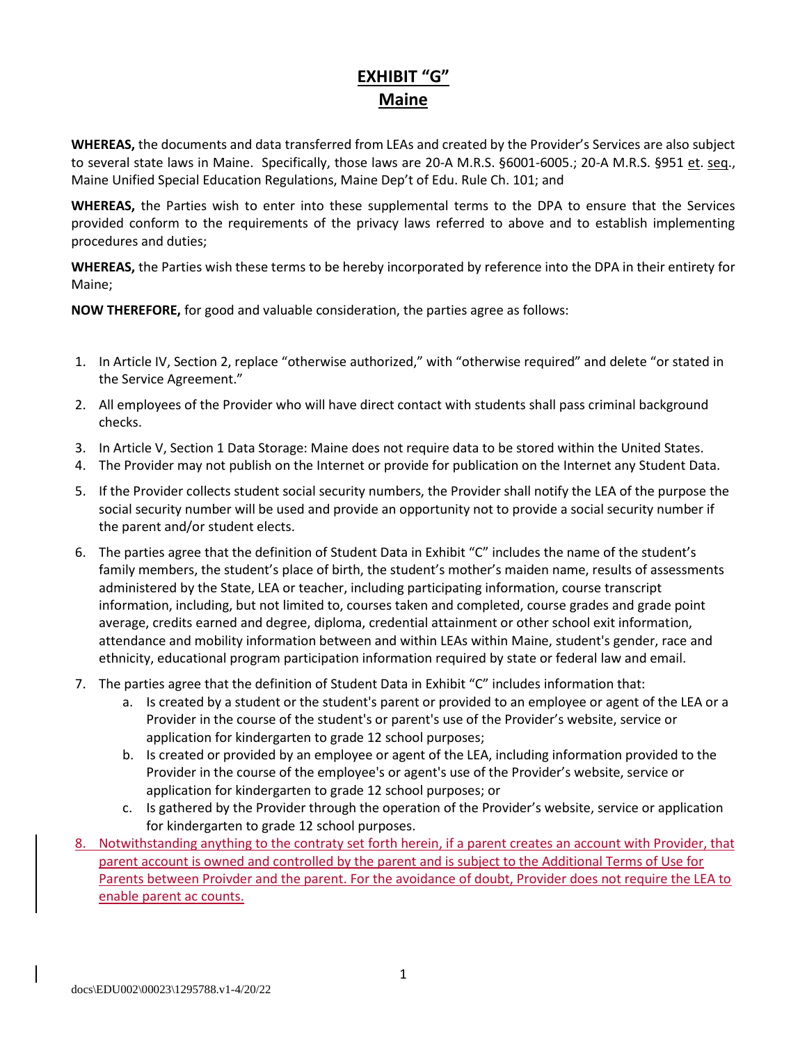# EXHIBIT "G"

## Maine

**WHEREAS,** the documents and data transferred from LEAs and created by the Provider's Services are also subject to several state laws in Maine. Specifically, those laws are 20-A M.R.S. §6001-6005.; 20-A M.R.S. §951 et. seq., Maine Unified Special Education Regulations, Maine Dep't of Edu. Rule Ch. 101; and

**WHEREAS,** the Parties wish to enter into these supplemental terms to the DPA to ensure that the Services provided conform to the requirements of the privacy laws referred to above and to establish implementing procedures and duties;

**WHEREAS,** the Parties wish these terms to be hereby incorporated by reference into the DPA in their entirety for Maine;

**NOW THEREFORE,** for good and valuable consideration, the parties agree as follows:

1. In Article IV, Section 2, replace "otherwise authorized," with "otherwise required" and delete "or stated in the Service Agreement."
2. All employees of the Provider who will have direct contact with students shall pass criminal background checks.
3. In Article V, Section 1 Data Storage: Maine does not require data to be stored within the United States.
4. The Provider may not publish on the Internet or provide for publication on the Internet any Student Data.
5. If the Provider collects student social security numbers, the Provider shall notify the LEA of the purpose the social security number will be used and provide an opportunity not to provide a social security number if the parent and/or student elects.
6. The parties agree that the definition of Student Data in Exhibit "C" includes the name of the student's family members, the student's place of birth, the student's mother's maiden name, results of assessments administered by the State, LEA or teacher, including participating information, course transcript information, including, but not limited to, courses taken and completed, course grades and grade point average, credits earned and degree, diploma, credential attainment or other school exit information, attendance and mobility information between and within LEAs within Maine, student's gender, race and ethnicity, educational program participation information required by state or federal law and email.
7. The parties agree that the definition of Student Data in Exhibit "C" includes information that:
   a. Is created by a student or the student's parent or provided to an employee or agent of the LEA or a Provider in the course of the student's or parent's use of the Provider's website, service or application for kindergarten to grade 12 school purposes;
   b. Is created or provided by an employee or agent of the LEA, including information provided to the Provider in the course of the employee's or agent's use of the Provider's website, service or application for kindergarten to grade 12 school purposes; or
   c. Is gathered by the Provider through the operation of the Provider's website, service or application for kindergarten to grade 12 school purposes.
8. Notwithstanding anything to the contraty set forth herein, if a parent creates an account with Provider, that parent account is owned and controlled by the parent and is subject to the Additional Terms of Use for Parents between Proivder and the parent. For the avoidance of doubt, Provider does not require the LEA to enable parent ac counts.

docs\EDU002\00023\1295788.v1-4/20/22